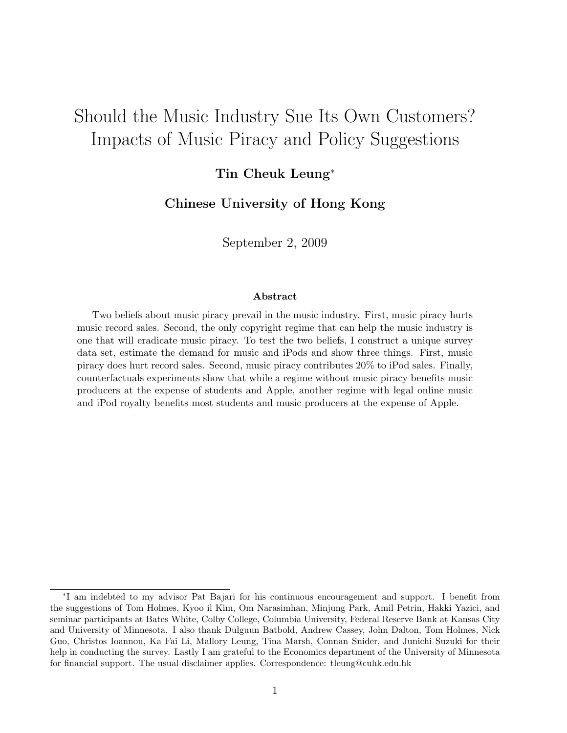# Should the Music Industry Sue Its Own Customers? Impacts of Music Piracy and Policy Suggestions

**Tin Cheuk Leung***

**Chinese University of Hong Kong**

September 2, 2009

### Abstract

Two beliefs about music piracy prevail in the music industry. First, music piracy hurts music record sales. Second, the only copyright regime that can help the music industry is one that will eradicate music piracy. To test the two beliefs, I construct a unique survey data set, estimate the demand for music and iPods and show three things. First, music piracy does hurt record sales. Second, music piracy contributes 20% to iPod sales. Finally, counterfactuals experiments show that while a regime without music piracy benefits music producers at the expense of students and Apple, another regime with legal online music and iPod royalty benefits most students and music producers at the expense of Apple.

---

*I am indebted to my advisor Pat Bajari for his continuous encouragement and support. I benefit from the suggestions of Tom Holmes, Kyoo il Kim, Om Narasimhan, Minjung Park, Amil Petrin, Hakki Yazici, and seminar participants at Bates White, Colby College, Columbia University, Federal Reserve Bank at Kansas City and University of Minnesota. I also thank Dulguun Batbold, Andrew Cassey, John Dalton, Tom Holmes, Nick Guo, Christos Ioannou, Ka Fai Li, Mallory Leung, Tina Marsh, Connan Snider, and Junichi Suzuki for their help in conducting the survey. Lastly I am grateful to the Economics department of the University of Minnesota for financial support. The usual disclaimer applies. Correspondence: tleung@cuhk.edu.hk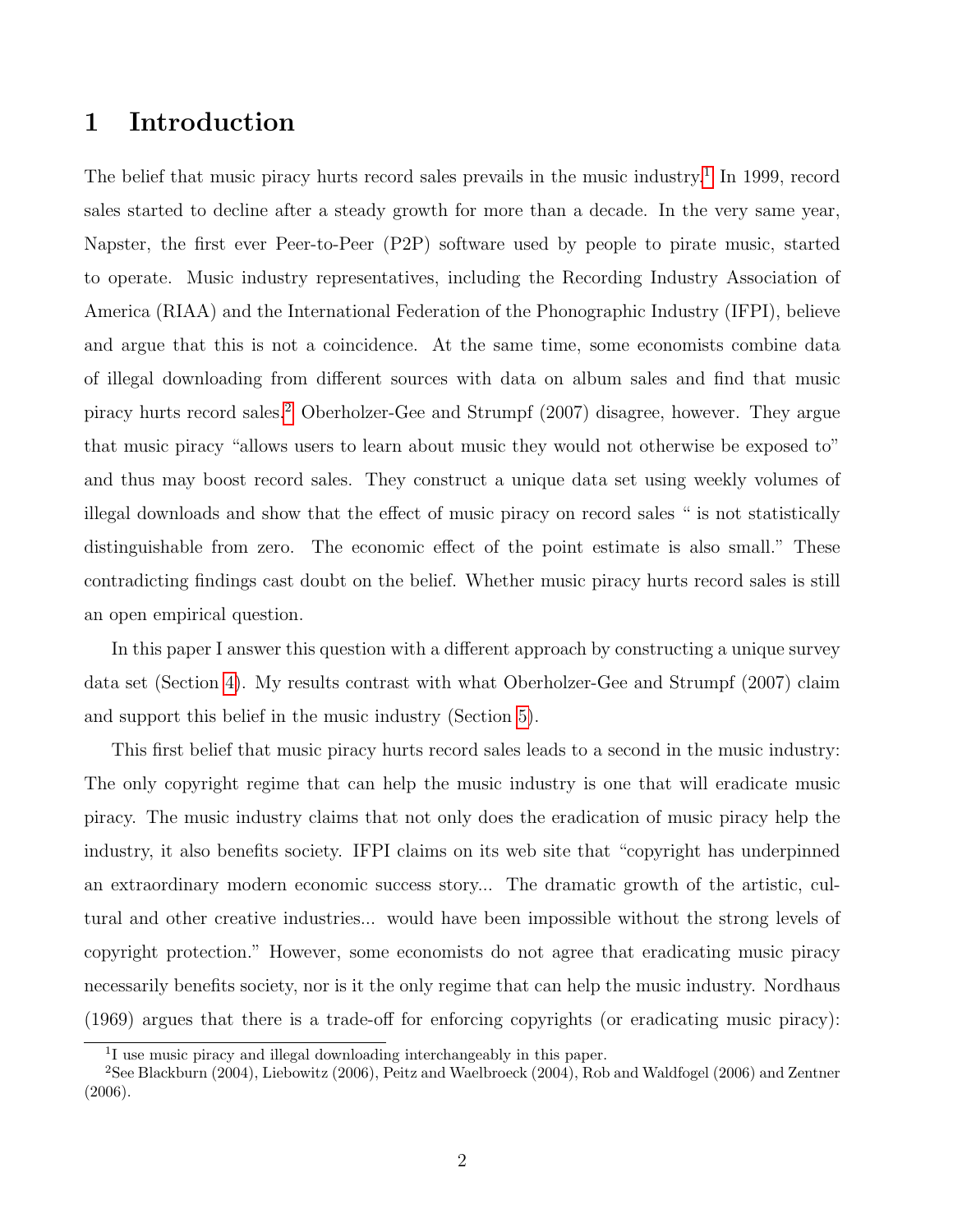# 1 Introduction

The belief that music piracy hurts record sales prevails in the music industry.[1] In 1999, record sales started to decline after a steady growth for more than a decade. In the very same year, Napster, the first ever Peer-to-Peer (P2P) software used by people to pirate music, started to operate. Music industry representatives, including the Recording Industry Association of America (RIAA) and the International Federation of the Phonographic Industry (IFPI), believe and argue that this is not a coincidence. At the same time, some economists combine data of illegal downloading from different sources with data on album sales and find that music piracy hurts record sales.[2] Oberholzer-Gee and Strumpf (2007) disagree, however. They argue that music piracy "allows users to learn about music they would not otherwise be exposed to" and thus may boost record sales. They construct a unique data set using weekly volumes of illegal downloads and show that the effect of music piracy on record sales " is not statistically distinguishable from zero. The economic effect of the point estimate is also small." These contradicting findings cast doubt on the belief. Whether music piracy hurts record sales is still an open empirical question.

In this paper I answer this question with a different approach by constructing a unique survey data set (Section 4). My results contrast with what Oberholzer-Gee and Strumpf (2007) claim and support this belief in the music industry (Section 5).

This first belief that music piracy hurts record sales leads to a second in the music industry: The only copyright regime that can help the music industry is one that will eradicate music piracy. The music industry claims that not only does the eradication of music piracy help the industry, it also benefits society. IFPI claims on its web site that "copyright has underpinned an extraordinary modern economic success story... The dramatic growth of the artistic, cultural and other creative industries... would have been impossible without the strong levels of copyright protection." However, some economists do not agree that eradicating music piracy necessarily benefits society, nor is it the only regime that can help the music industry. Nordhaus (1969) argues that there is a trade-off for enforcing copyrights (or eradicating music piracy):

[1] I use music piracy and illegal downloading interchangeably in this paper.

[2] See Blackburn (2004), Liebowitz (2006), Peitz and Waelbroeck (2004), Rob and Waldfogel (2006) and Zentner (2006).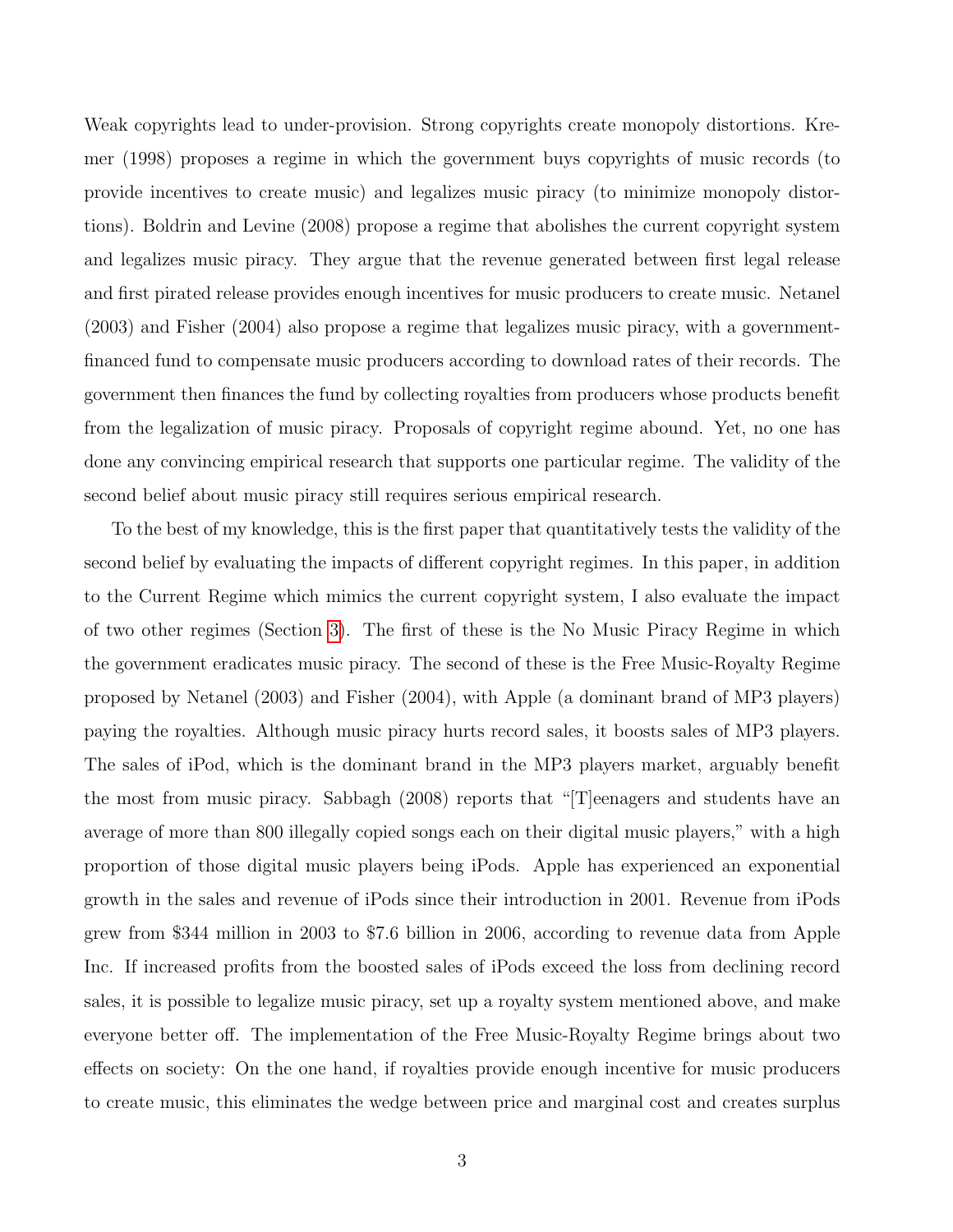Weak copyrights lead to under-provision. Strong copyrights create monopoly distortions. Kremer (1998) proposes a regime in which the government buys copyrights of music records (to provide incentives to create music) and legalizes music piracy (to minimize monopoly distortions). Boldrin and Levine (2008) propose a regime that abolishes the current copyright system and legalizes music piracy. They argue that the revenue generated between first legal release and first pirated release provides enough incentives for music producers to create music. Netanel (2003) and Fisher (2004) also propose a regime that legalizes music piracy, with a government-financed fund to compensate music producers according to download rates of their records. The government then finances the fund by collecting royalties from producers whose products benefit from the legalization of music piracy. Proposals of copyright regime abound. Yet, no one has done any convincing empirical research that supports one particular regime. The validity of the second belief about music piracy still requires serious empirical research.

To the best of my knowledge, this is the first paper that quantitatively tests the validity of the second belief by evaluating the impacts of different copyright regimes. In this paper, in addition to the Current Regime which mimics the current copyright system, I also evaluate the impact of two other regimes (Section 3). The first of these is the No Music Piracy Regime in which the government eradicates music piracy. The second of these is the Free Music-Royalty Regime proposed by Netanel (2003) and Fisher (2004), with Apple (a dominant brand of MP3 players) paying the royalties. Although music piracy hurts record sales, it boosts sales of MP3 players. The sales of iPod, which is the dominant brand in the MP3 players market, arguably benefit the most from music piracy. Sabbagh (2008) reports that "[T]eenagers and students have an average of more than 800 illegally copied songs each on their digital music players," with a high proportion of those digital music players being iPods. Apple has experienced an exponential growth in the sales and revenue of iPods since their introduction in 2001. Revenue from iPods grew from $344 million in 2003 to $7.6 billion in 2006, according to revenue data from Apple Inc. If increased profits from the boosted sales of iPods exceed the loss from declining record sales, it is possible to legalize music piracy, set up a royalty system mentioned above, and make everyone better off. The implementation of the Free Music-Royalty Regime brings about two effects on society: On the one hand, if royalties provide enough incentive for music producers to create music, this eliminates the wedge between price and marginal cost and creates surplus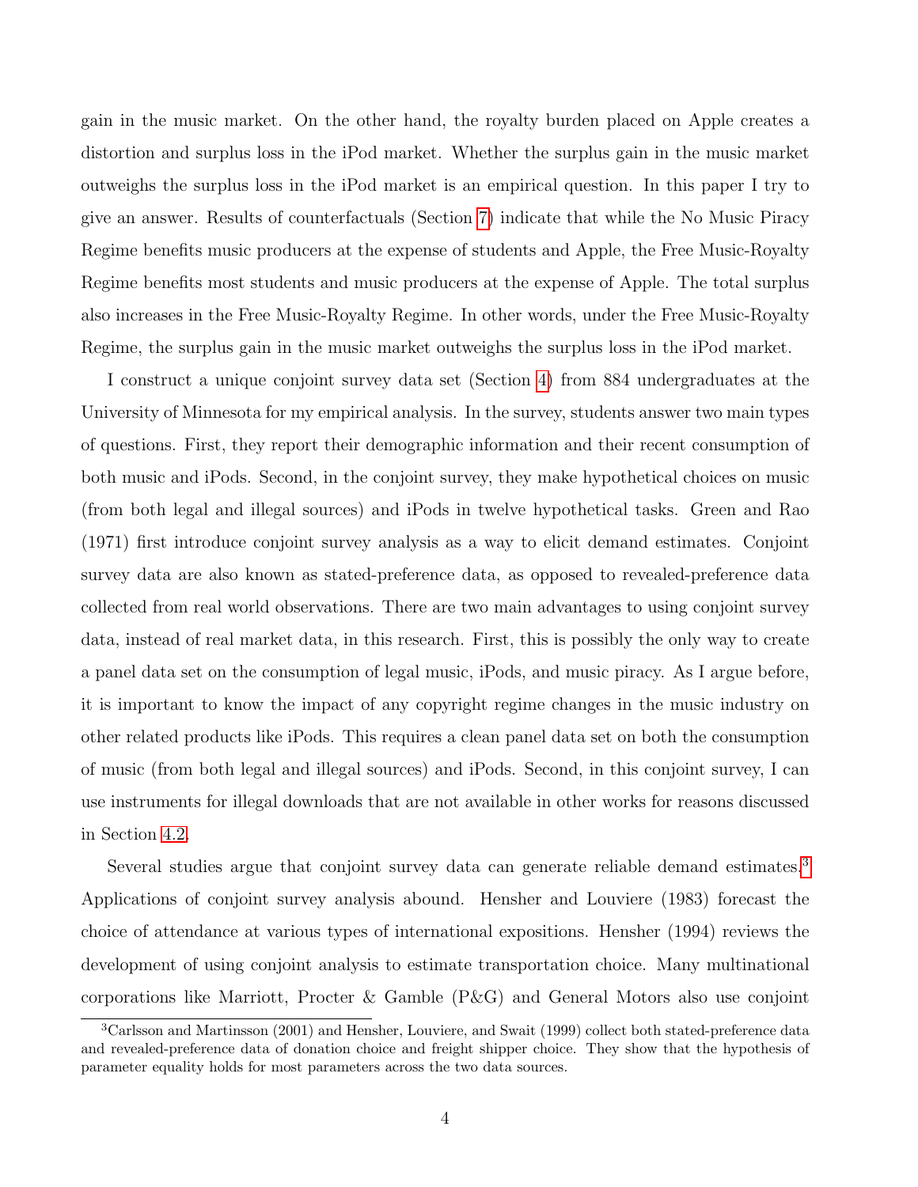gain in the music market. On the other hand, the royalty burden placed on Apple creates a distortion and surplus loss in the iPod market. Whether the surplus gain in the music market outweighs the surplus loss in the iPod market is an empirical question. In this paper I try to give an answer. Results of counterfactuals (Section 7) indicate that while the No Music Piracy Regime benefits music producers at the expense of students and Apple, the Free Music-Royalty Regime benefits most students and music producers at the expense of Apple. The total surplus also increases in the Free Music-Royalty Regime. In other words, under the Free Music-Royalty Regime, the surplus gain in the music market outweighs the surplus loss in the iPod market.

I construct a unique conjoint survey data set (Section 4) from 884 undergraduates at the University of Minnesota for my empirical analysis. In the survey, students answer two main types of questions. First, they report their demographic information and their recent consumption of both music and iPods. Second, in the conjoint survey, they make hypothetical choices on music (from both legal and illegal sources) and iPods in twelve hypothetical tasks. Green and Rao (1971) first introduce conjoint survey analysis as a way to elicit demand estimates. Conjoint survey data are also known as stated-preference data, as opposed to revealed-preference data collected from real world observations. There are two main advantages to using conjoint survey data, instead of real market data, in this research. First, this is possibly the only way to create a panel data set on the consumption of legal music, iPods, and music piracy. As I argue before, it is important to know the impact of any copyright regime changes in the music industry on other related products like iPods. This requires a clean panel data set on both the consumption of music (from both legal and illegal sources) and iPods. Second, in this conjoint survey, I can use instruments for illegal downloads that are not available in other works for reasons discussed in Section 4.2.

Several studies argue that conjoint survey data can generate reliable demand estimates.[3] Applications of conjoint survey analysis abound. Hensher and Louviere (1983) forecast the choice of attendance at various types of international expositions. Hensher (1994) reviews the development of using conjoint analysis to estimate transportation choice. Many multinational corporations like Marriott, Procter & Gamble (P&G) and General Motors also use conjoint

[3] Carlsson and Martinsson (2001) and Hensher, Louviere, and Swait (1999) collect both stated-preference data and revealed-preference data of donation choice and freight shipper choice. They show that the hypothesis of parameter equality holds for most parameters across the two data sources.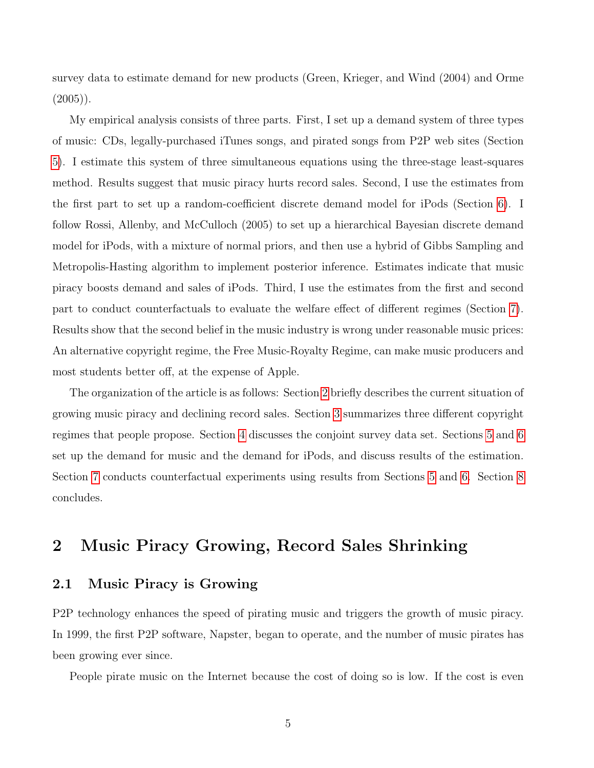survey data to estimate demand for new products (Green, Krieger, and Wind (2004) and Orme (2005)).

My empirical analysis consists of three parts. First, I set up a demand system of three types of music: CDs, legally-purchased iTunes songs, and pirated songs from P2P web sites (Section 5). I estimate this system of three simultaneous equations using the three-stage least-squares method. Results suggest that music piracy hurts record sales. Second, I use the estimates from the first part to set up a random-coefficient discrete demand model for iPods (Section 6). I follow Rossi, Allenby, and McCulloch (2005) to set up a hierarchical Bayesian discrete demand model for iPods, with a mixture of normal priors, and then use a hybrid of Gibbs Sampling and Metropolis-Hasting algorithm to implement posterior inference. Estimates indicate that music piracy boosts demand and sales of iPods. Third, I use the estimates from the first and second part to conduct counterfactuals to evaluate the welfare effect of different regimes (Section 7). Results show that the second belief in the music industry is wrong under reasonable music prices: An alternative copyright regime, the Free Music-Royalty Regime, can make music producers and most students better off, at the expense of Apple.

The organization of the article is as follows: Section 2 briefly describes the current situation of growing music piracy and declining record sales. Section 3 summarizes three different copyright regimes that people propose. Section 4 discusses the conjoint survey data set. Sections 5 and 6 set up the demand for music and the demand for iPods, and discuss results of the estimation. Section 7 conducts counterfactual experiments using results from Sections 5 and 6. Section 8 concludes.

# 2 Music Piracy Growing, Record Sales Shrinking

## 2.1 Music Piracy is Growing

P2P technology enhances the speed of pirating music and triggers the growth of music piracy. In 1999, the first P2P software, Napster, began to operate, and the number of music pirates has been growing ever since.

People pirate music on the Internet because the cost of doing so is low. If the cost is even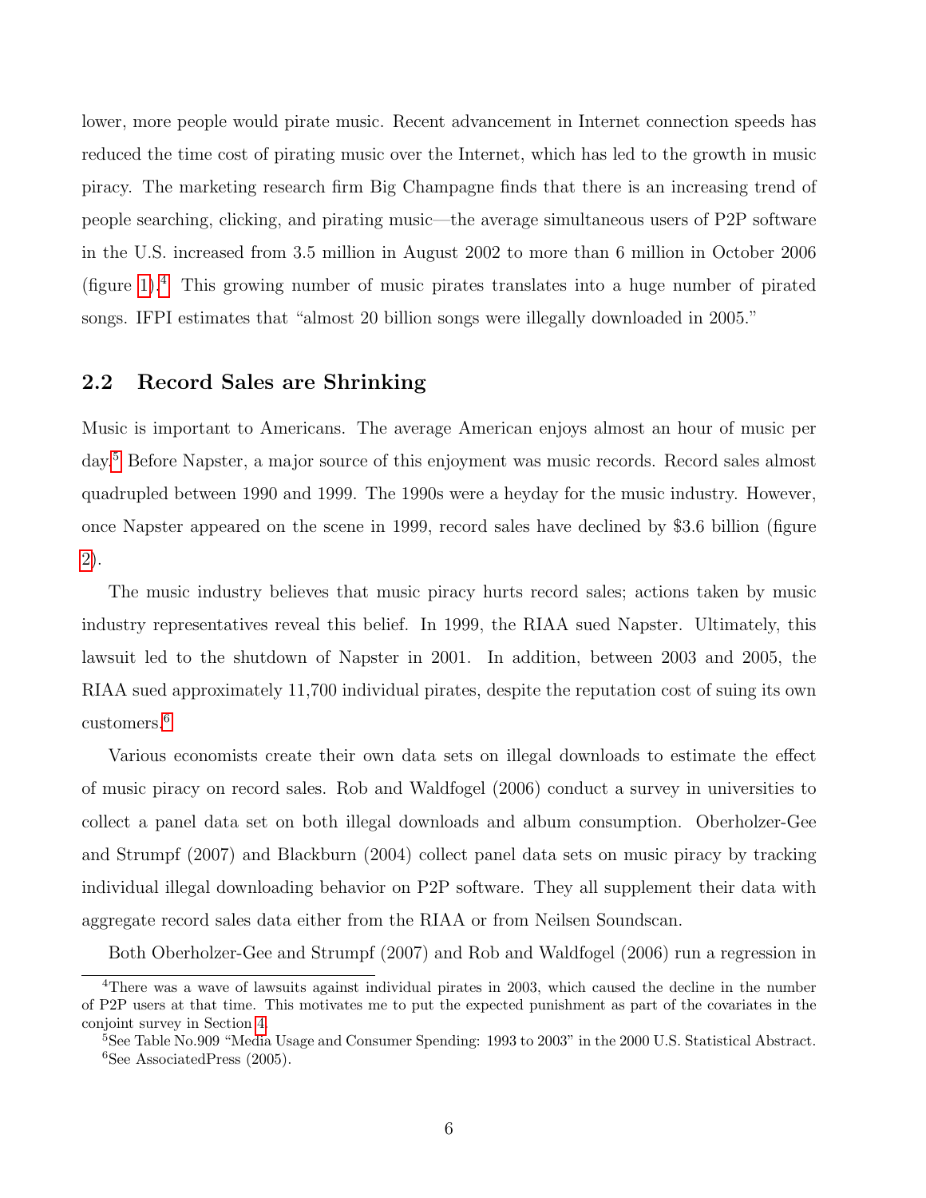lower, more people would pirate music. Recent advancement in Internet connection speeds has reduced the time cost of pirating music over the Internet, which has led to the growth in music piracy. The marketing research firm Big Champagne finds that there is an increasing trend of people searching, clicking, and pirating music—the average simultaneous users of P2P software in the U.S. increased from 3.5 million in August 2002 to more than 6 million in October 2006 (figure 1).[4] This growing number of music pirates translates into a huge number of pirated songs. IFPI estimates that "almost 20 billion songs were illegally downloaded in 2005."

## 2.2 Record Sales are Shrinking

Music is important to Americans. The average American enjoys almost an hour of music per day.[5] Before Napster, a major source of this enjoyment was music records. Record sales almost quadrupled between 1990 and 1999. The 1990s were a heyday for the music industry. However, once Napster appeared on the scene in 1999, record sales have declined by $3.6 billion (figure 2).

The music industry believes that music piracy hurts record sales; actions taken by music industry representatives reveal this belief. In 1999, the RIAA sued Napster. Ultimately, this lawsuit led to the shutdown of Napster in 2001. In addition, between 2003 and 2005, the RIAA sued approximately 11,700 individual pirates, despite the reputation cost of suing its own customers.[6]

Various economists create their own data sets on illegal downloads to estimate the effect of music piracy on record sales. Rob and Waldfogel (2006) conduct a survey in universities to collect a panel data set on both illegal downloads and album consumption. Oberholzer-Gee and Strumpf (2007) and Blackburn (2004) collect panel data sets on music piracy by tracking individual illegal downloading behavior on P2P software. They all supplement their data with aggregate record sales data either from the RIAA or from Neilsen Soundscan.

Both Oberholzer-Gee and Strumpf (2007) and Rob and Waldfogel (2006) run a regression in

---

[4] There was a wave of lawsuits against individual pirates in 2003, which caused the decline in the number of P2P users at that time. This motivates me to put the expected punishment as part of the covariates in the conjoint survey in Section 4.

[5] See Table No.909 "Media Usage and Consumer Spending: 1993 to 2003" in the 2000 U.S. Statistical Abstract.

[6] See AssociatedPress (2005).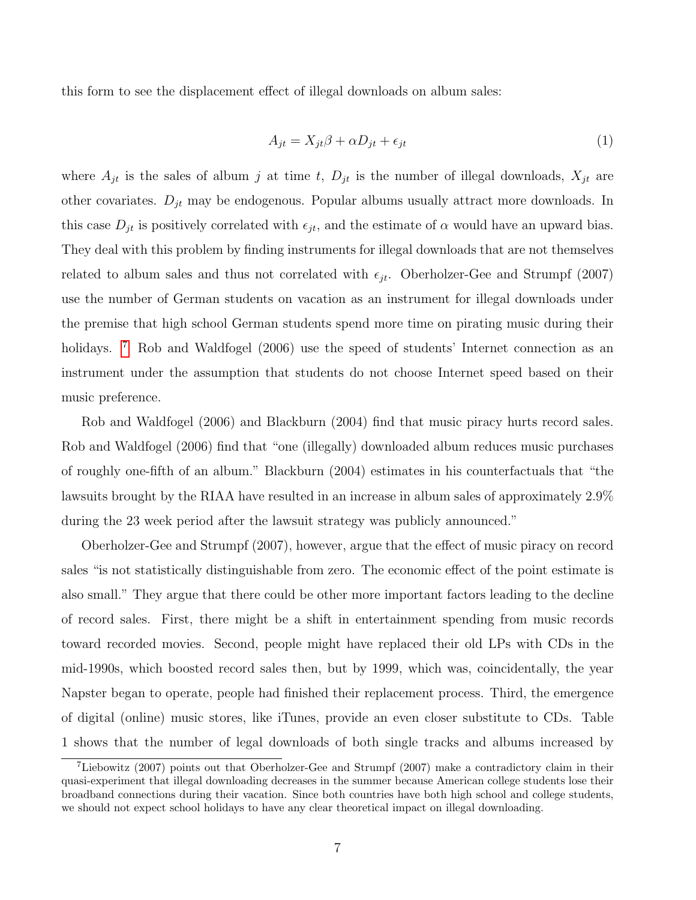this form to see the displacement effect of illegal downloads on album sales:

$$A_{jt} = X_{jt}\beta + \alpha D_{jt} + \epsilon_{jt} \tag{1}$$

where $A_{jt}$ is the sales of album $j$ at time $t$, $D_{jt}$ is the number of illegal downloads, $X_{jt}$ are other covariates. $D_{jt}$ may be endogenous. Popular albums usually attract more downloads. In this case $D_{jt}$ is positively correlated with $\epsilon_{jt}$, and the estimate of $\alpha$ would have an upward bias. They deal with this problem by finding instruments for illegal downloads that are not themselves related to album sales and thus not correlated with $\epsilon_{jt}$. Oberholzer-Gee and Strumpf (2007) use the number of German students on vacation as an instrument for illegal downloads under the premise that high school German students spend more time on pirating music during their holidays. [7] Rob and Waldfogel (2006) use the speed of students' Internet connection as an instrument under the assumption that students do not choose Internet speed based on their music preference.

Rob and Waldfogel (2006) and Blackburn (2004) find that music piracy hurts record sales. Rob and Waldfogel (2006) find that "one (illegally) downloaded album reduces music purchases of roughly one-fifth of an album." Blackburn (2004) estimates in his counterfactuals that "the lawsuits brought by the RIAA have resulted in an increase in album sales of approximately 2.9% during the 23 week period after the lawsuit strategy was publicly announced."

Oberholzer-Gee and Strumpf (2007), however, argue that the effect of music piracy on record sales "is not statistically distinguishable from zero. The economic effect of the point estimate is also small." They argue that there could be other more important factors leading to the decline of record sales. First, there might be a shift in entertainment spending from music records toward recorded movies. Second, people might have replaced their old LPs with CDs in the mid-1990s, which boosted record sales then, but by 1999, which was, coincidentally, the year Napster began to operate, people had finished their replacement process. Third, the emergence of digital (online) music stores, like iTunes, provide an even closer substitute to CDs. Table 1 shows that the number of legal downloads of both single tracks and albums increased by

[7] Liebowitz (2007) points out that Oberholzer-Gee and Strumpf (2007) make a contradictory claim in their quasi-experiment that illegal downloading decreases in the summer because American college students lose their broadband connections during their vacation. Since both countries have both high school and college students, we should not expect school holidays to have any clear theoretical impact on illegal downloading.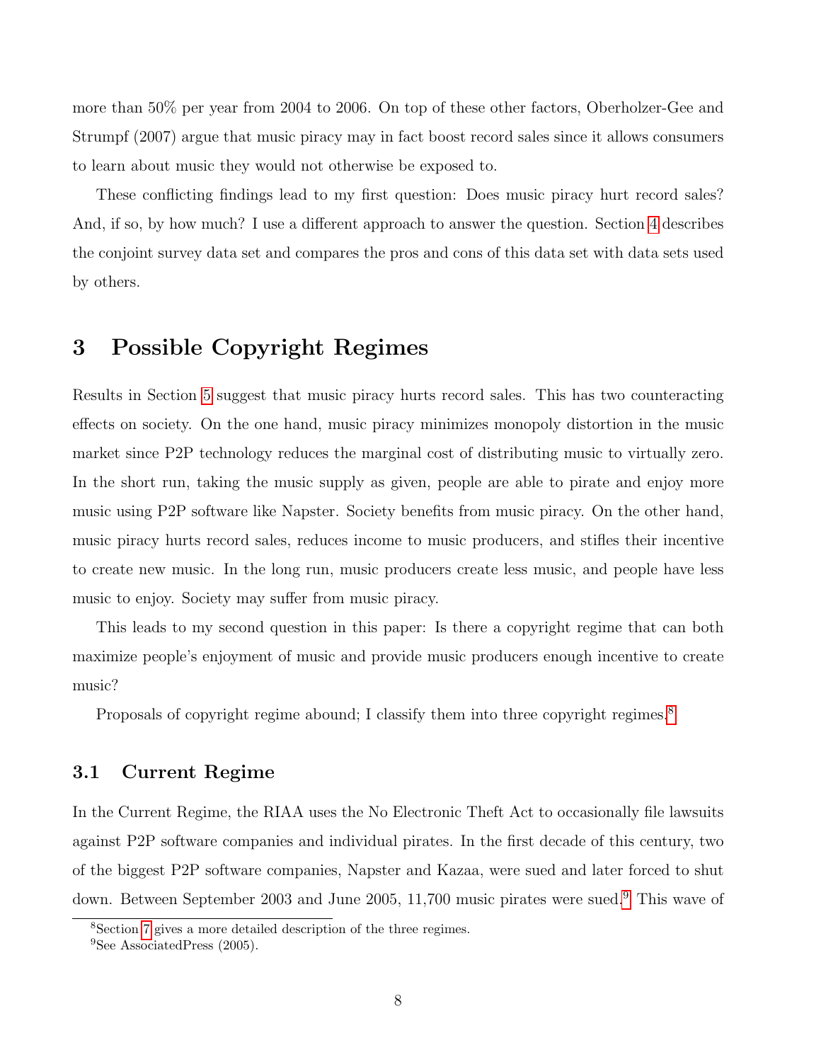more than 50% per year from 2004 to 2006. On top of these other factors, Oberholzer-Gee and Strumpf (2007) argue that music piracy may in fact boost record sales since it allows consumers to learn about music they would not otherwise be exposed to.

These conflicting findings lead to my first question: Does music piracy hurt record sales? And, if so, by how much? I use a different approach to answer the question. Section 4 describes the conjoint survey data set and compares the pros and cons of this data set with data sets used by others.

# 3 Possible Copyright Regimes

Results in Section 5 suggest that music piracy hurts record sales. This has two counteracting effects on society. On the one hand, music piracy minimizes monopoly distortion in the music market since P2P technology reduces the marginal cost of distributing music to virtually zero. In the short run, taking the music supply as given, people are able to pirate and enjoy more music using P2P software like Napster. Society benefits from music piracy. On the other hand, music piracy hurts record sales, reduces income to music producers, and stifles their incentive to create new music. In the long run, music producers create less music, and people have less music to enjoy. Society may suffer from music piracy.

This leads to my second question in this paper: Is there a copyright regime that can both maximize people's enjoyment of music and provide music producers enough incentive to create music?

Proposals of copyright regime abound; I classify them into three copyright regimes.[8]

## 3.1 Current Regime

In the Current Regime, the RIAA uses the No Electronic Theft Act to occasionally file lawsuits against P2P software companies and individual pirates. In the first decade of this century, two of the biggest P2P software companies, Napster and Kazaa, were sued and later forced to shut down. Between September 2003 and June 2005, 11,700 music pirates were sued.[9] This wave of

[8] Section 7 gives a more detailed description of the three regimes.

[9] See AssociatedPress (2005).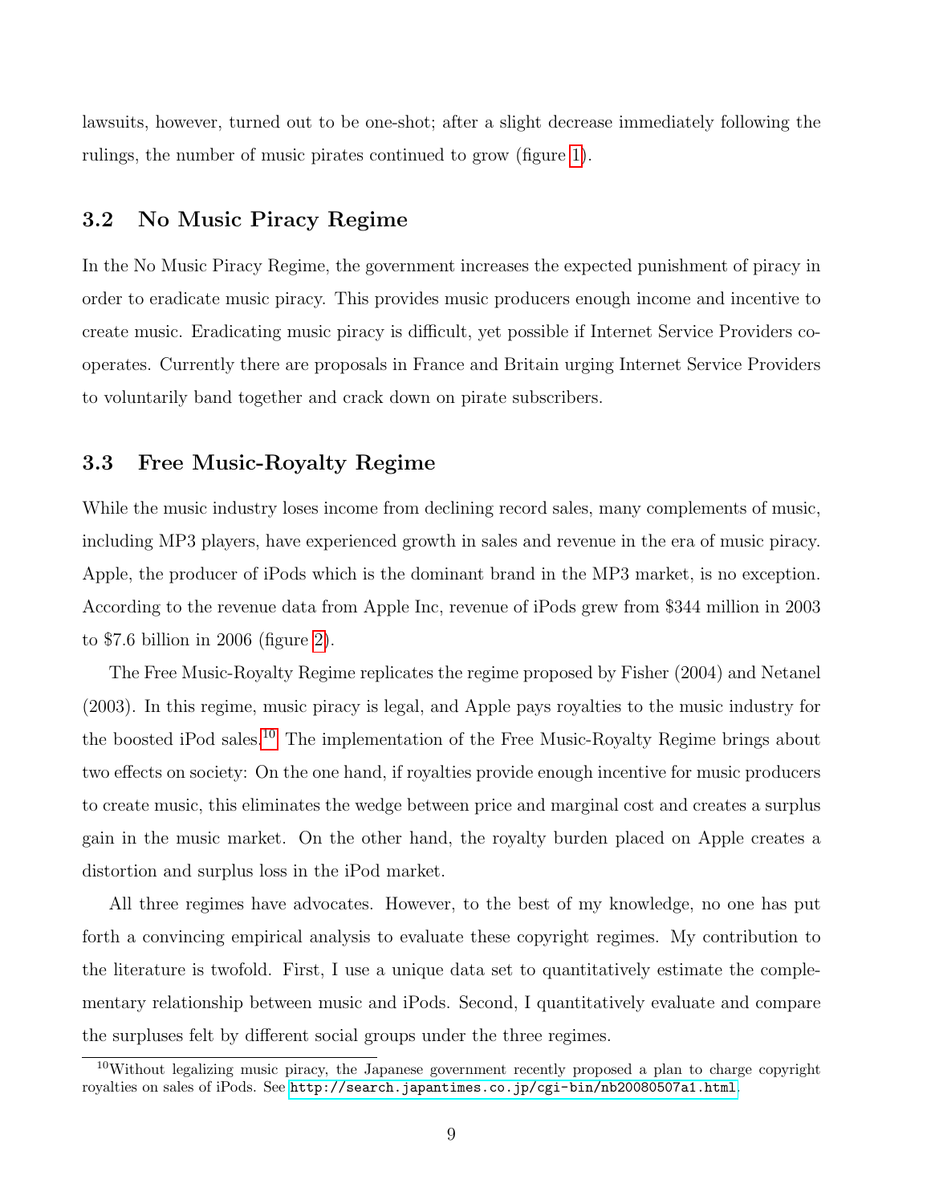lawsuits, however, turned out to be one-shot; after a slight decrease immediately following the rulings, the number of music pirates continued to grow (figure 1).

### 3.2 No Music Piracy Regime

In the No Music Piracy Regime, the government increases the expected punishment of piracy in order to eradicate music piracy. This provides music producers enough income and incentive to create music. Eradicating music piracy is difficult, yet possible if Internet Service Providers co-operates. Currently there are proposals in France and Britain urging Internet Service Providers to voluntarily band together and crack down on pirate subscribers.

### 3.3 Free Music-Royalty Regime

While the music industry loses income from declining record sales, many complements of music, including MP3 players, have experienced growth in sales and revenue in the era of music piracy. Apple, the producer of iPods which is the dominant brand in the MP3 market, is no exception. According to the revenue data from Apple Inc, revenue of iPods grew from $344 million in 2003 to $7.6 billion in 2006 (figure 2).

The Free Music-Royalty Regime replicates the regime proposed by Fisher (2004) and Netanel (2003). In this regime, music piracy is legal, and Apple pays royalties to the music industry for the boosted iPod sales.[10] The implementation of the Free Music-Royalty Regime brings about two effects on society: On the one hand, if royalties provide enough incentive for music producers to create music, this eliminates the wedge between price and marginal cost and creates a surplus gain in the music market. On the other hand, the royalty burden placed on Apple creates a distortion and surplus loss in the iPod market.

All three regimes have advocates. However, to the best of my knowledge, no one has put forth a convincing empirical analysis to evaluate these copyright regimes. My contribution to the literature is twofold. First, I use a unique data set to quantitatively estimate the complementary relationship between music and iPods. Second, I quantitatively evaluate and compare the surpluses felt by different social groups under the three regimes.

[10] Without legalizing music piracy, the Japanese government recently proposed a plan to charge copyright royalties on sales of iPods. See http://search.japantimes.co.jp/cgi-bin/nb20080507a1.html.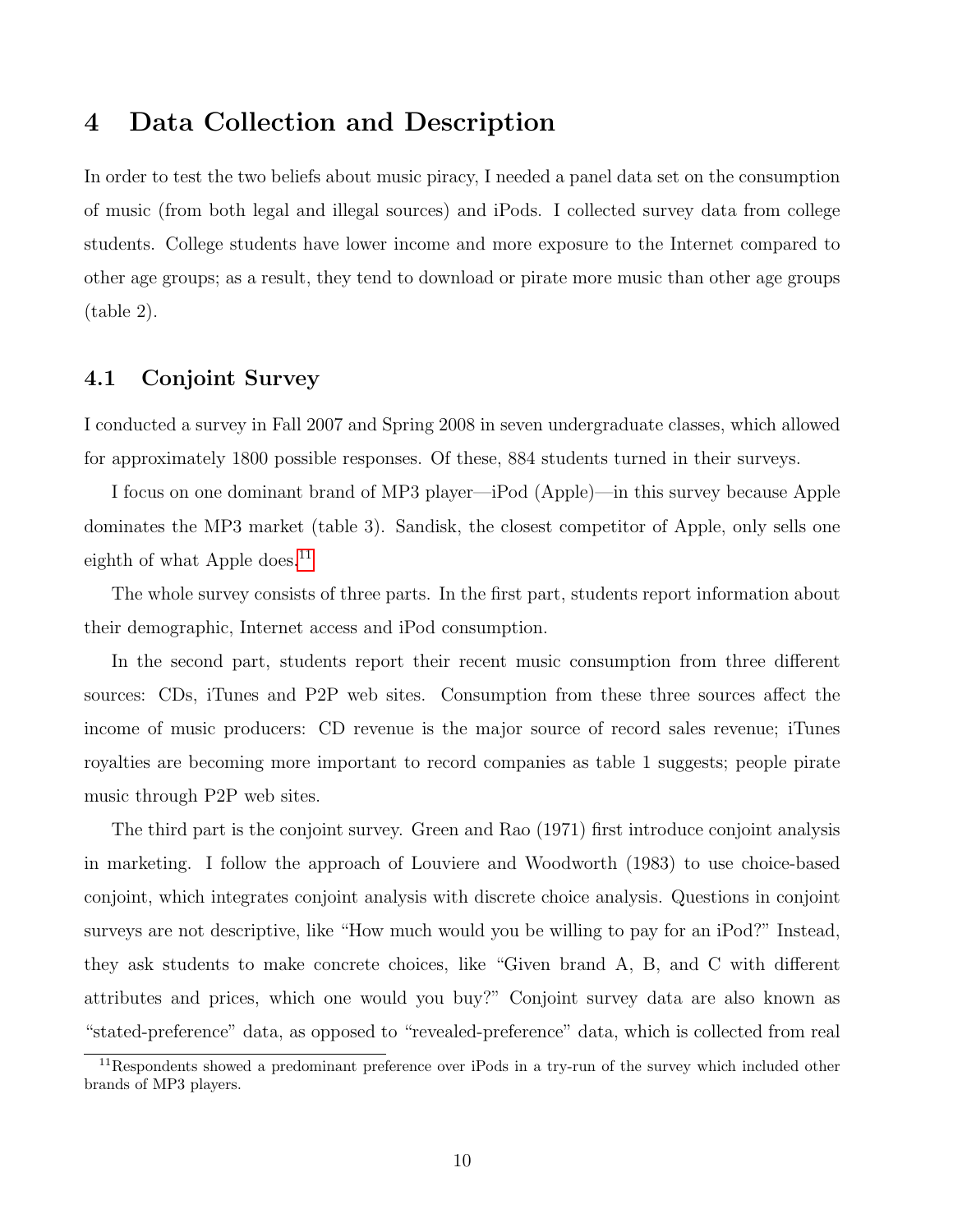# 4 Data Collection and Description

In order to test the two beliefs about music piracy, I needed a panel data set on the consumption of music (from both legal and illegal sources) and iPods. I collected survey data from college students. College students have lower income and more exposure to the Internet compared to other age groups; as a result, they tend to download or pirate more music than other age groups (table 2).

## 4.1 Conjoint Survey

I conducted a survey in Fall 2007 and Spring 2008 in seven undergraduate classes, which allowed for approximately 1800 possible responses. Of these, 884 students turned in their surveys.

I focus on one dominant brand of MP3 player—iPod (Apple)—in this survey because Apple dominates the MP3 market (table 3). Sandisk, the closest competitor of Apple, only sells one eighth of what Apple does.[11]

The whole survey consists of three parts. In the first part, students report information about their demographic, Internet access and iPod consumption.

In the second part, students report their recent music consumption from three different sources: CDs, iTunes and P2P web sites. Consumption from these three sources affect the income of music producers: CD revenue is the major source of record sales revenue; iTunes royalties are becoming more important to record companies as table 1 suggests; people pirate music through P2P web sites.

The third part is the conjoint survey. Green and Rao (1971) first introduce conjoint analysis in marketing. I follow the approach of Louviere and Woodworth (1983) to use choice-based conjoint, which integrates conjoint analysis with discrete choice analysis. Questions in conjoint surveys are not descriptive, like "How much would you be willing to pay for an iPod?" Instead, they ask students to make concrete choices, like "Given brand A, B, and C with different attributes and prices, which one would you buy?" Conjoint survey data are also known as "stated-preference" data, as opposed to "revealed-preference" data, which is collected from real

[11] Respondents showed a predominant preference over iPods in a try-run of the survey which included other brands of MP3 players.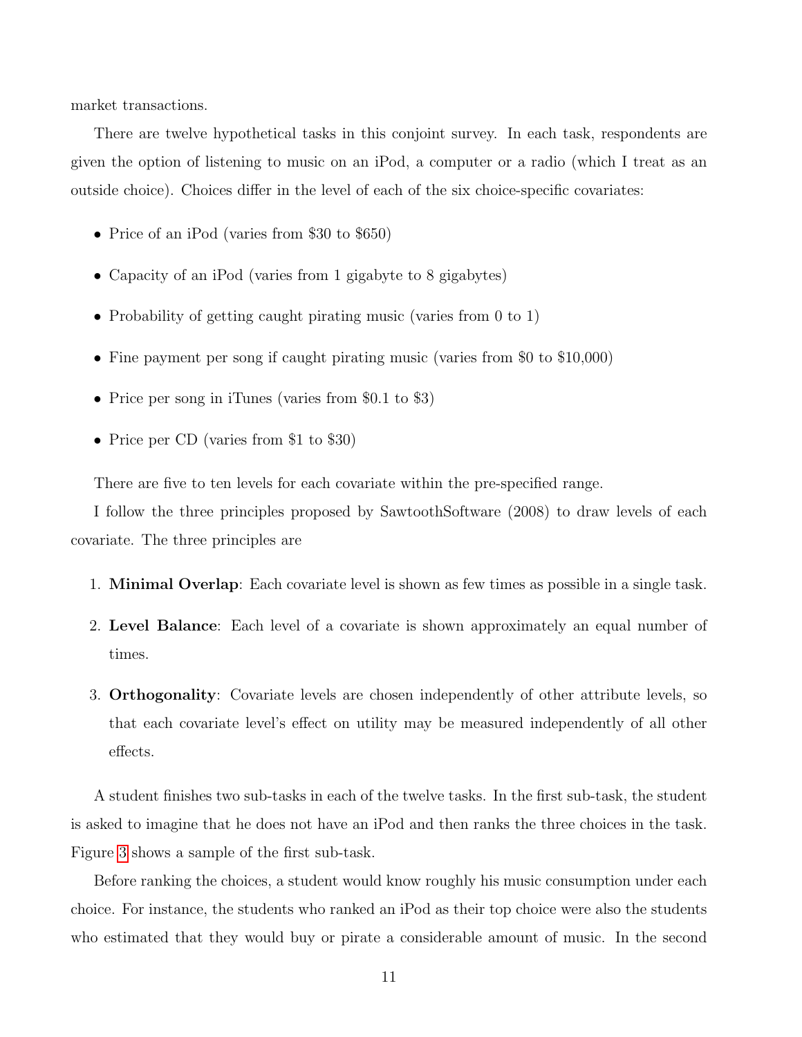market transactions.

There are twelve hypothetical tasks in this conjoint survey. In each task, respondents are given the option of listening to music on an iPod, a computer or a radio (which I treat as an outside choice). Choices differ in the level of each of the six choice-specific covariates:

- Price of an iPod (varies from $30 to $650)
- Capacity of an iPod (varies from 1 gigabyte to 8 gigabytes)
- Probability of getting caught pirating music (varies from 0 to 1)
- Fine payment per song if caught pirating music (varies from $0 to $10,000)
- Price per song in iTunes (varies from $0.1 to $3)
- Price per CD (varies from $1 to $30)

There are five to ten levels for each covariate within the pre-specified range.

I follow the three principles proposed by SawtoothSoftware (2008) to draw levels of each covariate. The three principles are

1. **Minimal Overlap**: Each covariate level is shown as few times as possible in a single task.
2. **Level Balance**: Each level of a covariate is shown approximately an equal number of times.
3. **Orthogonality**: Covariate levels are chosen independently of other attribute levels, so that each covariate level's effect on utility may be measured independently of all other effects.

A student finishes two sub-tasks in each of the twelve tasks. In the first sub-task, the student is asked to imagine that he does not have an iPod and then ranks the three choices in the task. Figure 3 shows a sample of the first sub-task.

Before ranking the choices, a student would know roughly his music consumption under each choice. For instance, the students who ranked an iPod as their top choice were also the students who estimated that they would buy or pirate a considerable amount of music. In the second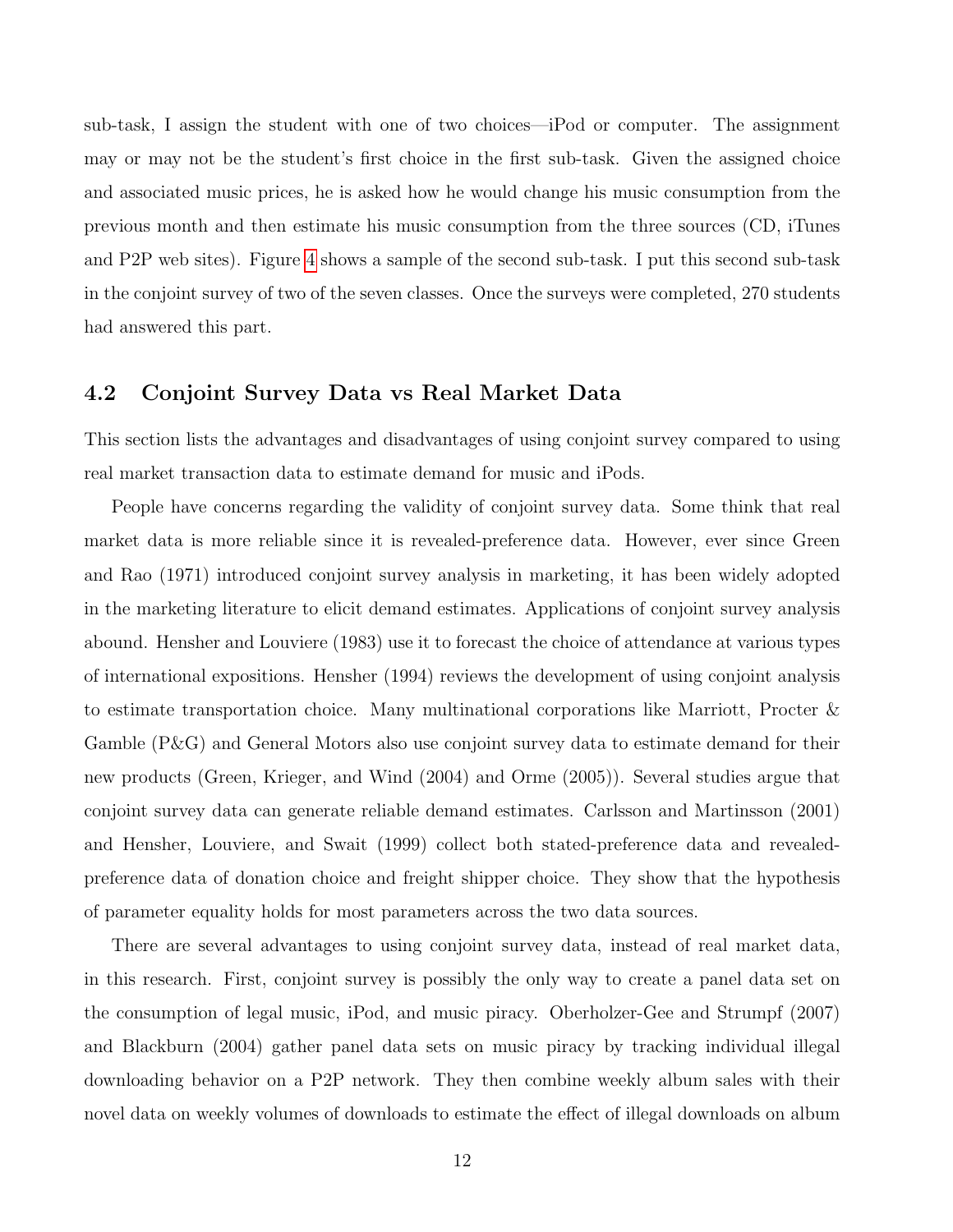sub-task, I assign the student with one of two choices—iPod or computer. The assignment may or may not be the student's first choice in the first sub-task. Given the assigned choice and associated music prices, he is asked how he would change his music consumption from the previous month and then estimate his music consumption from the three sources (CD, iTunes and P2P web sites). Figure 4 shows a sample of the second sub-task. I put this second sub-task in the conjoint survey of two of the seven classes. Once the surveys were completed, 270 students had answered this part.

### 4.2 Conjoint Survey Data vs Real Market Data

This section lists the advantages and disadvantages of using conjoint survey compared to using real market transaction data to estimate demand for music and iPods.

People have concerns regarding the validity of conjoint survey data. Some think that real market data is more reliable since it is revealed-preference data. However, ever since Green and Rao (1971) introduced conjoint survey analysis in marketing, it has been widely adopted in the marketing literature to elicit demand estimates. Applications of conjoint survey analysis abound. Hensher and Louviere (1983) use it to forecast the choice of attendance at various types of international expositions. Hensher (1994) reviews the development of using conjoint analysis to estimate transportation choice. Many multinational corporations like Marriott, Procter & Gamble (P&G) and General Motors also use conjoint survey data to estimate demand for their new products (Green, Krieger, and Wind (2004) and Orme (2005)). Several studies argue that conjoint survey data can generate reliable demand estimates. Carlsson and Martinsson (2001) and Hensher, Louviere, and Swait (1999) collect both stated-preference data and revealed-preference data of donation choice and freight shipper choice. They show that the hypothesis of parameter equality holds for most parameters across the two data sources.

There are several advantages to using conjoint survey data, instead of real market data, in this research. First, conjoint survey is possibly the only way to create a panel data set on the consumption of legal music, iPod, and music piracy. Oberholzer-Gee and Strumpf (2007) and Blackburn (2004) gather panel data sets on music piracy by tracking individual illegal downloading behavior on a P2P network. They then combine weekly album sales with their novel data on weekly volumes of downloads to estimate the effect of illegal downloads on album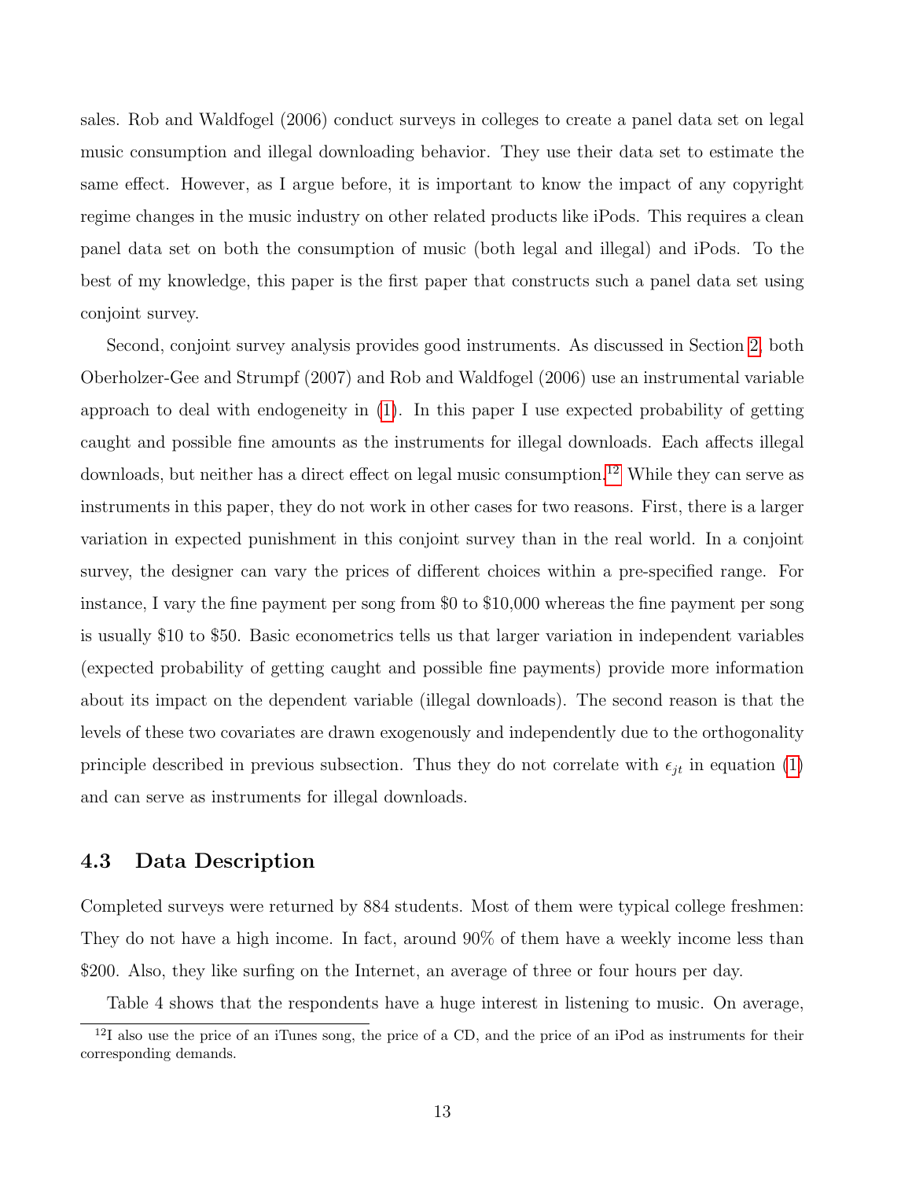sales. Rob and Waldfogel (2006) conduct surveys in colleges to create a panel data set on legal music consumption and illegal downloading behavior. They use their data set to estimate the same effect. However, as I argue before, it is important to know the impact of any copyright regime changes in the music industry on other related products like iPods. This requires a clean panel data set on both the consumption of music (both legal and illegal) and iPods. To the best of my knowledge, this paper is the first paper that constructs such a panel data set using conjoint survey.

Second, conjoint survey analysis provides good instruments. As discussed in Section 2, both Oberholzer-Gee and Strumpf (2007) and Rob and Waldfogel (2006) use an instrumental variable approach to deal with endogeneity in (1). In this paper I use expected probability of getting caught and possible fine amounts as the instruments for illegal downloads. Each affects illegal downloads, but neither has a direct effect on legal music consumption.[12] While they can serve as instruments in this paper, they do not work in other cases for two reasons. First, there is a larger variation in expected punishment in this conjoint survey than in the real world. In a conjoint survey, the designer can vary the prices of different choices within a pre-specified range. For instance, I vary the fine payment per song from \$0 to \$10,000 whereas the fine payment per song is usually \$10 to \$50. Basic econometrics tells us that larger variation in independent variables (expected probability of getting caught and possible fine payments) provide more information about its impact on the dependent variable (illegal downloads). The second reason is that the levels of these two covariates are drawn exogenously and independently due to the orthogonality principle described in previous subsection. Thus they do not correlate with $\epsilon_{jt}$ in equation (1) and can serve as instruments for illegal downloads.

## 4.3 Data Description

Completed surveys were returned by 884 students. Most of them were typical college freshmen: They do not have a high income. In fact, around 90% of them have a weekly income less than \$200. Also, they like surfing on the Internet, an average of three or four hours per day.

Table 4 shows that the respondents have a huge interest in listening to music. On average,

[12] I also use the price of an iTunes song, the price of a CD, and the price of an iPod as instruments for their corresponding demands.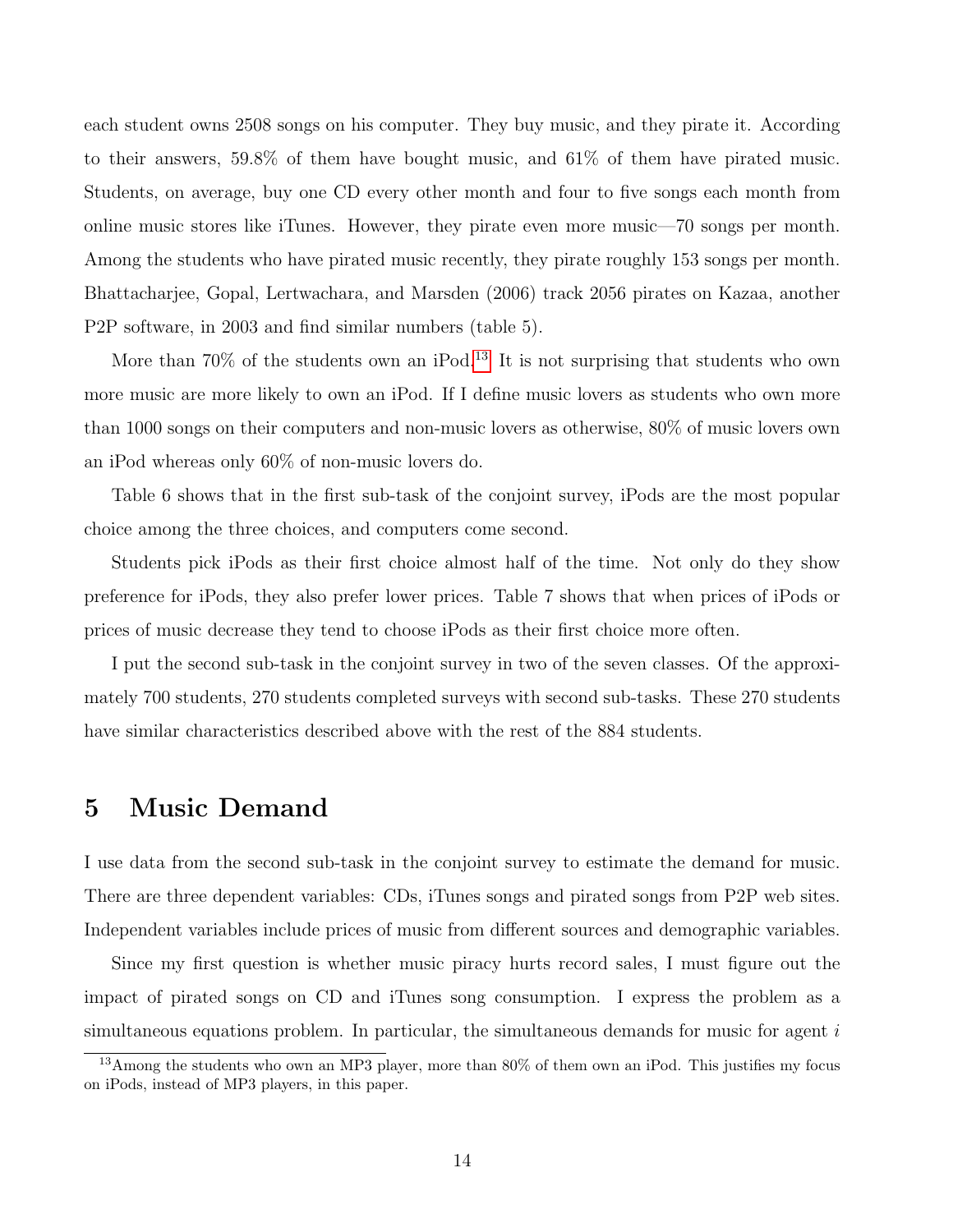each student owns 2508 songs on his computer. They buy music, and they pirate it. According to their answers, 59.8% of them have bought music, and 61% of them have pirated music. Students, on average, buy one CD every other month and four to five songs each month from online music stores like iTunes. However, they pirate even more music—70 songs per month. Among the students who have pirated music recently, they pirate roughly 153 songs per month. Bhattacharjee, Gopal, Lertwachara, and Marsden (2006) track 2056 pirates on Kazaa, another P2P software, in 2003 and find similar numbers (table 5).

More than 70% of the students own an iPod.[13] It is not surprising that students who own more music are more likely to own an iPod. If I define music lovers as students who own more than 1000 songs on their computers and non-music lovers as otherwise, 80% of music lovers own an iPod whereas only 60% of non-music lovers do.

Table 6 shows that in the first sub-task of the conjoint survey, iPods are the most popular choice among the three choices, and computers come second.

Students pick iPods as their first choice almost half of the time. Not only do they show preference for iPods, they also prefer lower prices. Table 7 shows that when prices of iPods or prices of music decrease they tend to choose iPods as their first choice more often.

I put the second sub-task in the conjoint survey in two of the seven classes. Of the approximately 700 students, 270 students completed surveys with second sub-tasks. These 270 students have similar characteristics described above with the rest of the 884 students.

# 5 Music Demand

I use data from the second sub-task in the conjoint survey to estimate the demand for music. There are three dependent variables: CDs, iTunes songs and pirated songs from P2P web sites. Independent variables include prices of music from different sources and demographic variables.

Since my first question is whether music piracy hurts record sales, I must figure out the impact of pirated songs on CD and iTunes song consumption. I express the problem as a simultaneous equations problem. In particular, the simultaneous demands for music for agent $i$

[13] Among the students who own an MP3 player, more than 80% of them own an iPod. This justifies my focus on iPods, instead of MP3 players, in this paper.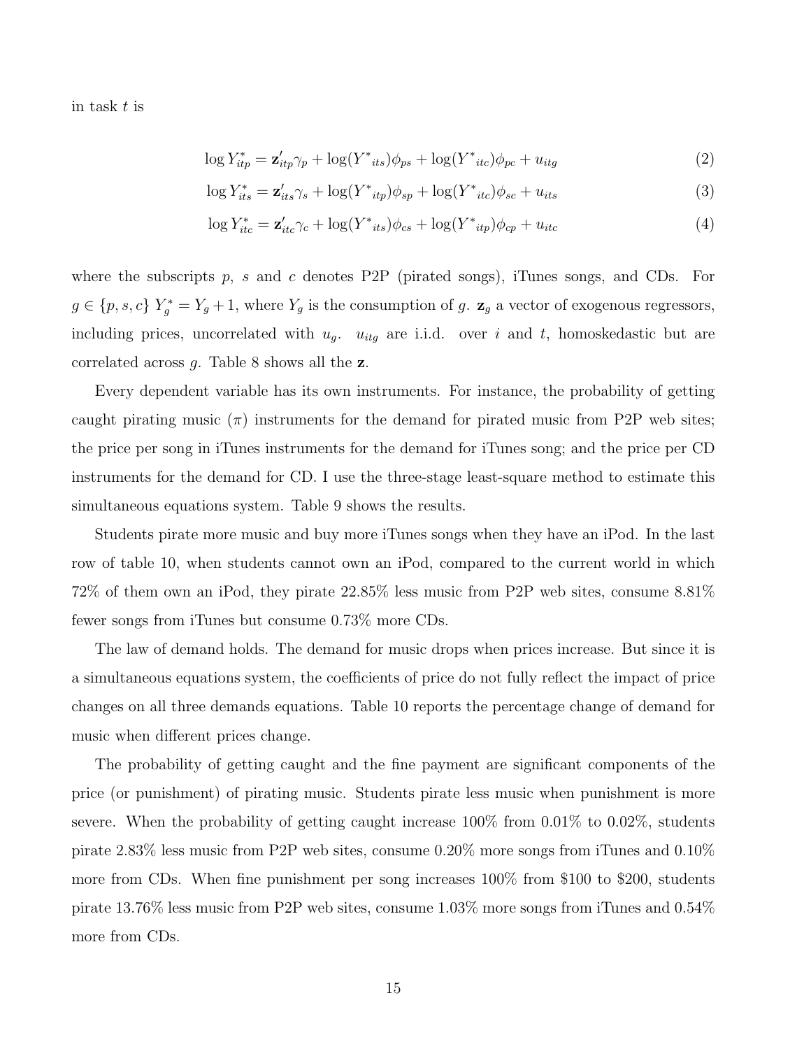in task $t$ is

$$\log Y^*_{itp} = \mathbf{z}'_{itp}\gamma_p + \log({Y^*}_{its})\phi_{ps} + \log({Y^*}_{itc})\phi_{pc} + u_{itg} \tag{2}$$

$$\log Y^*_{its} = \mathbf{z}'_{its}\gamma_s + \log({Y^*}_{itp})\phi_{sp} + \log({Y^*}_{itc})\phi_{sc} + u_{its} \tag{3}$$

$$\log Y^*_{itc} = \mathbf{z}'_{itc}\gamma_c + \log({Y^*}_{its})\phi_{cs} + \log({Y^*}_{itp})\phi_{cp} + u_{itc} \tag{4}$$

where the subscripts $p$, $s$ and $c$ denotes P2P (pirated songs), iTunes songs, and CDs. For $g \in \{p, s, c\}$ $Y^*_g = Y_g + 1$, where $Y_g$ is the consumption of $g$. $\mathbf{z}_g$ a vector of exogenous regressors, including prices, uncorrelated with $u_g$. $u_{itg}$ are i.i.d. over $i$ and $t$, homoskedastic but are correlated across $g$. Table 8 shows all the $\mathbf{z}$.

Every dependent variable has its own instruments. For instance, the probability of getting caught pirating music ($\pi$) instruments for the demand for pirated music from P2P web sites; the price per song in iTunes instruments for the demand for iTunes song; and the price per CD instruments for the demand for CD. I use the three-stage least-square method to estimate this simultaneous equations system. Table 9 shows the results.

Students pirate more music and buy more iTunes songs when they have an iPod. In the last row of table 10, when students cannot own an iPod, compared to the current world in which 72% of them own an iPod, they pirate 22.85% less music from P2P web sites, consume 8.81% fewer songs from iTunes but consume 0.73% more CDs.

The law of demand holds. The demand for music drops when prices increase. But since it is a simultaneous equations system, the coefficients of price do not fully reflect the impact of price changes on all three demands equations. Table 10 reports the percentage change of demand for music when different prices change.

The probability of getting caught and the fine payment are significant components of the price (or punishment) of pirating music. Students pirate less music when punishment is more severe. When the probability of getting caught increase 100% from 0.01% to 0.02%, students pirate 2.83% less music from P2P web sites, consume 0.20% more songs from iTunes and 0.10% more from CDs. When fine punishment per song increases 100% from \$100 to \$200, students pirate 13.76% less music from P2P web sites, consume 1.03% more songs from iTunes and 0.54% more from CDs.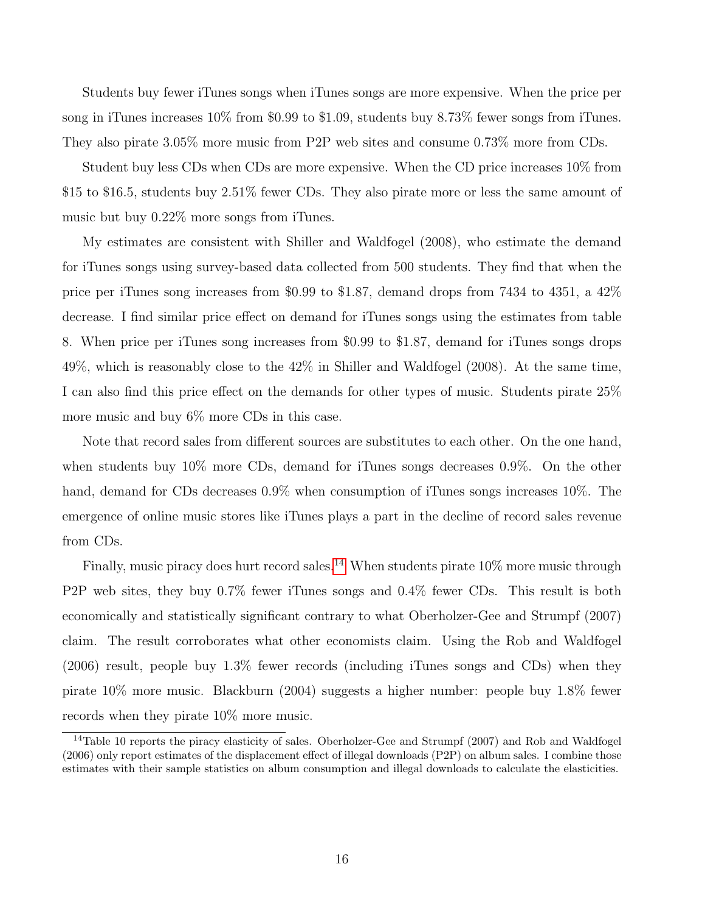Students buy fewer iTunes songs when iTunes songs are more expensive. When the price per song in iTunes increases 10% from $0.99 to $1.09, students buy 8.73% fewer songs from iTunes. They also pirate 3.05% more music from P2P web sites and consume 0.73% more from CDs.

Student buy less CDs when CDs are more expensive. When the CD price increases 10% from $15 to $16.5, students buy 2.51% fewer CDs. They also pirate more or less the same amount of music but buy 0.22% more songs from iTunes.

My estimates are consistent with Shiller and Waldfogel (2008), who estimate the demand for iTunes songs using survey-based data collected from 500 students. They find that when the price per iTunes song increases from $0.99 to $1.87, demand drops from 7434 to 4351, a 42% decrease. I find similar price effect on demand for iTunes songs using the estimates from table 8. When price per iTunes song increases from $0.99 to $1.87, demand for iTunes songs drops 49%, which is reasonably close to the 42% in Shiller and Waldfogel (2008). At the same time, I can also find this price effect on the demands for other types of music. Students pirate 25% more music and buy 6% more CDs in this case.

Note that record sales from different sources are substitutes to each other. On the one hand, when students buy 10% more CDs, demand for iTunes songs decreases 0.9%. On the other hand, demand for CDs decreases 0.9% when consumption of iTunes songs increases 10%. The emergence of online music stores like iTunes plays a part in the decline of record sales revenue from CDs.

Finally, music piracy does hurt record sales.[14] When students pirate 10% more music through P2P web sites, they buy 0.7% fewer iTunes songs and 0.4% fewer CDs. This result is both economically and statistically significant contrary to what Oberholzer-Gee and Strumpf (2007) claim. The result corroborates what other economists claim. Using the Rob and Waldfogel (2006) result, people buy 1.3% fewer records (including iTunes songs and CDs) when they pirate 10% more music. Blackburn (2004) suggests a higher number: people buy 1.8% fewer records when they pirate 10% more music.

[14] Table 10 reports the piracy elasticity of sales. Oberholzer-Gee and Strumpf (2007) and Rob and Waldfogel (2006) only report estimates of the displacement effect of illegal downloads (P2P) on album sales. I combine those estimates with their sample statistics on album consumption and illegal downloads to calculate the elasticities.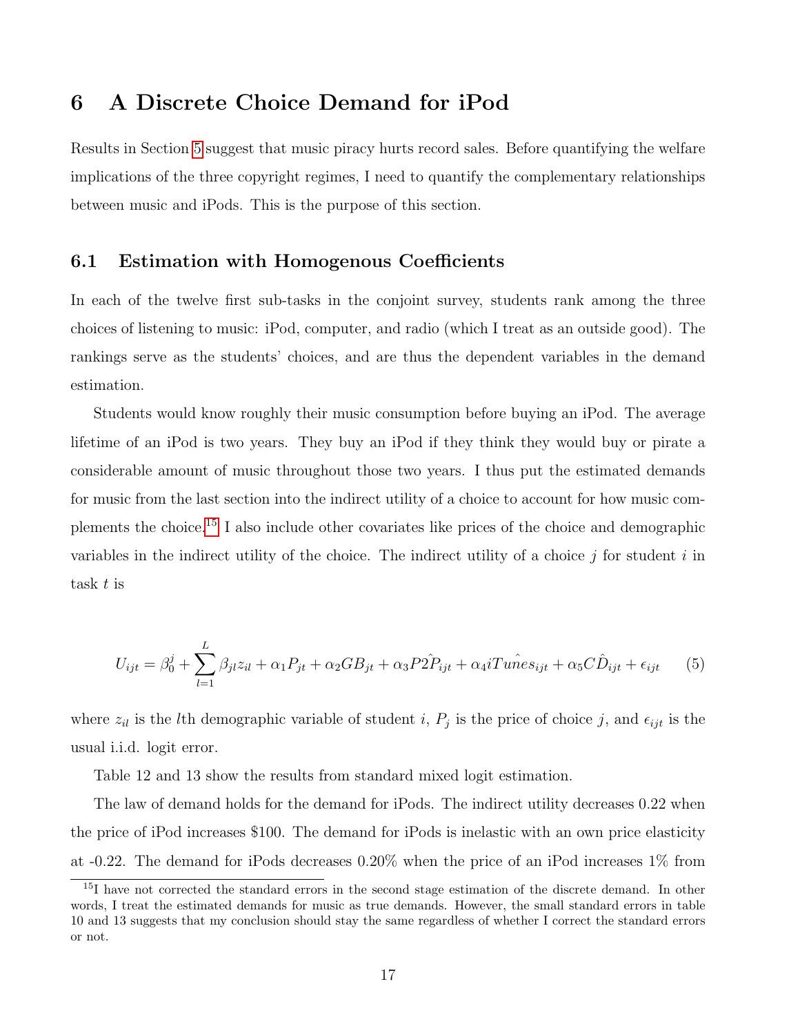# 6 A Discrete Choice Demand for iPod

Results in Section 5 suggest that music piracy hurts record sales. Before quantifying the welfare implications of the three copyright regimes, I need to quantify the complementary relationships between music and iPods. This is the purpose of this section.

## 6.1 Estimation with Homogenous Coefficients

In each of the twelve first sub-tasks in the conjoint survey, students rank among the three choices of listening to music: iPod, computer, and radio (which I treat as an outside good). The rankings serve as the students' choices, and are thus the dependent variables in the demand estimation.

Students would know roughly their music consumption before buying an iPod. The average lifetime of an iPod is two years. They buy an iPod if they think they would buy or pirate a considerable amount of music throughout those two years. I thus put the estimated demands for music from the last section into the indirect utility of a choice to account for how music complements the choice.[15] I also include other covariates like prices of the choice and demographic variables in the indirect utility of the choice. The indirect utility of a choice $j$ for student $i$ in task $t$ is

$$U_{ijt} = \beta_0^j + \sum_{l=1}^{L} \beta_{jl} z_{il} + \alpha_1 P_{jt} + \alpha_2 GB_{jt} + \alpha_3 P\hat{2P}_{ijt} + \alpha_4 i\hat{Tunes}_{ijt} + \alpha_5 \hat{CD}_{ijt} + \epsilon_{ijt} \quad (5)$$

where $z_{il}$ is the $l$th demographic variable of student $i$, $P_j$ is the price of choice $j$, and $\epsilon_{ijt}$ is the usual i.i.d. logit error.

Table 12 and 13 show the results from standard mixed logit estimation.

The law of demand holds for the demand for iPods. The indirect utility decreases 0.22 when the price of iPod increases $100. The demand for iPods is inelastic with an own price elasticity at -0.22. The demand for iPods decreases 0.20% when the price of an iPod increases 1% from

[15] I have not corrected the standard errors in the second stage estimation of the discrete demand. In other words, I treat the estimated demands for music as true demands. However, the small standard errors in table 10 and 13 suggests that my conclusion should stay the same regardless of whether I correct the standard errors or not.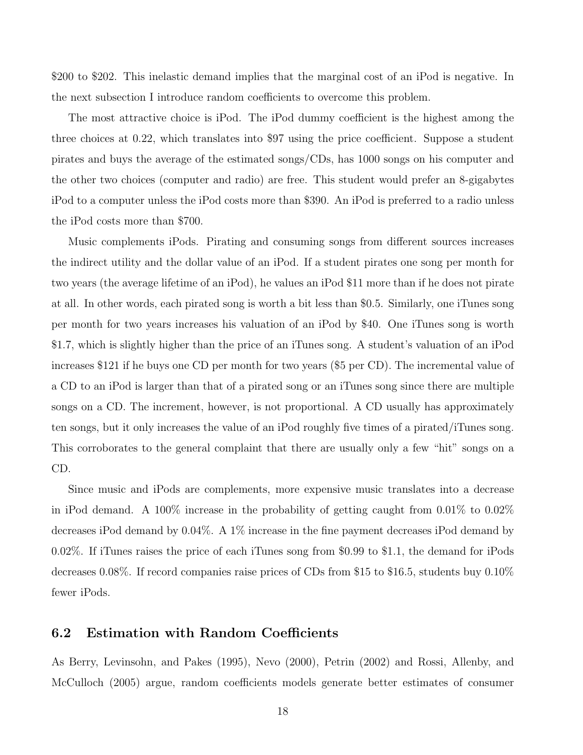$200 to $202. This inelastic demand implies that the marginal cost of an iPod is negative. In the next subsection I introduce random coefficients to overcome this problem.

The most attractive choice is iPod. The iPod dummy coefficient is the highest among the three choices at 0.22, which translates into $97 using the price coefficient. Suppose a student pirates and buys the average of the estimated songs/CDs, has 1000 songs on his computer and the other two choices (computer and radio) are free. This student would prefer an 8-gigabytes iPod to a computer unless the iPod costs more than $390. An iPod is preferred to a radio unless the iPod costs more than $700.

Music complements iPods. Pirating and consuming songs from different sources increases the indirect utility and the dollar value of an iPod. If a student pirates one song per month for two years (the average lifetime of an iPod), he values an iPod $11 more than if he does not pirate at all. In other words, each pirated song is worth a bit less than $0.5. Similarly, one iTunes song per month for two years increases his valuation of an iPod by $40. One iTunes song is worth $1.7, which is slightly higher than the price of an iTunes song. A student's valuation of an iPod increases $121 if he buys one CD per month for two years ($5 per CD). The incremental value of a CD to an iPod is larger than that of a pirated song or an iTunes song since there are multiple songs on a CD. The increment, however, is not proportional. A CD usually has approximately ten songs, but it only increases the value of an iPod roughly five times of a pirated/iTunes song. This corroborates to the general complaint that there are usually only a few "hit" songs on a CD.

Since music and iPods are complements, more expensive music translates into a decrease in iPod demand. A 100% increase in the probability of getting caught from 0.01% to 0.02% decreases iPod demand by 0.04%. A 1% increase in the fine payment decreases iPod demand by 0.02%. If iTunes raises the price of each iTunes song from $0.99 to $1.1, the demand for iPods decreases 0.08%. If record companies raise prices of CDs from $15 to $16.5, students buy 0.10% fewer iPods.

## 6.2 Estimation with Random Coefficients

As Berry, Levinsohn, and Pakes (1995), Nevo (2000), Petrin (2002) and Rossi, Allenby, and McCulloch (2005) argue, random coefficients models generate better estimates of consumer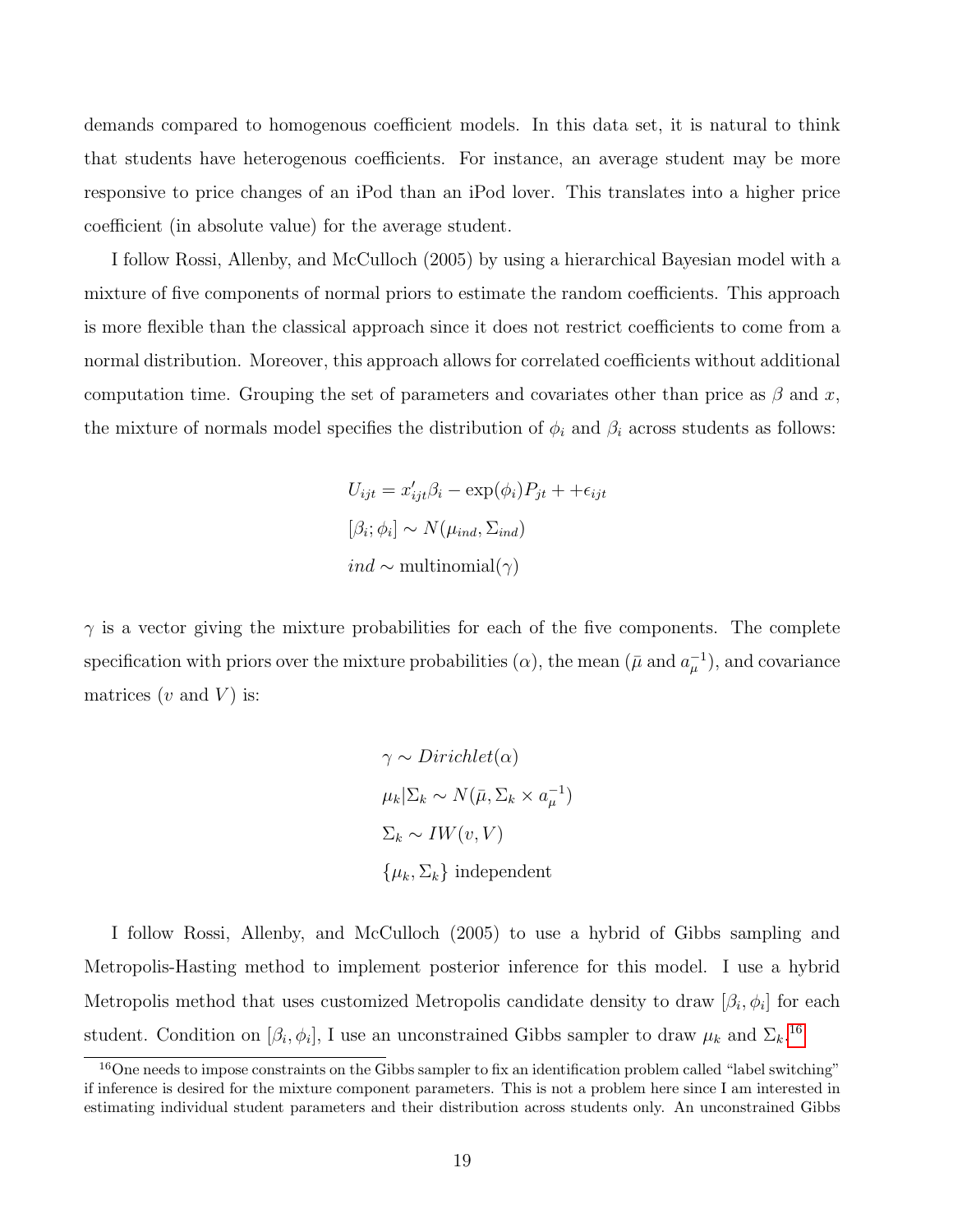demands compared to homogenous coefficient models. In this data set, it is natural to think that students have heterogenous coefficients. For instance, an average student may be more responsive to price changes of an iPod than an iPod lover. This translates into a higher price coefficient (in absolute value) for the average student.

I follow Rossi, Allenby, and McCulloch (2005) by using a hierarchical Bayesian model with a mixture of five components of normal priors to estimate the random coefficients. This approach is more flexible than the classical approach since it does not restrict coefficients to come from a normal distribution. Moreover, this approach allows for correlated coefficients without additional computation time. Grouping the set of parameters and covariates other than price as $\beta$ and $x$, the mixture of normals model specifies the distribution of $\phi_i$ and $\beta_i$ across students as follows:

$$
\begin{aligned}
&U_{ijt} = x'_{ijt}\beta_i - \exp(\phi_i)P_{jt} + +\epsilon_{ijt} \\
&[\beta_i; \phi_i] \sim N(\mu_{ind}, \Sigma_{ind}) \\
&ind \sim \text{multinomial}(\gamma)
\end{aligned}
$$

$\gamma$ is a vector giving the mixture probabilities for each of the five components. The complete specification with priors over the mixture probabilities ($\alpha$), the mean ($\bar{\mu}$ and $a_\mu^{-1}$), and covariance matrices ($v$ and $V$) is:

$$
\begin{aligned}
&\gamma \sim Dirichlet(\alpha) \\
&\mu_k|\Sigma_k \sim N(\bar{\mu}, \Sigma_k \times a_\mu^{-1}) \\
&\Sigma_k \sim IW(v, V) \\
&\{\mu_k, \Sigma_k\} \text{ independent}
\end{aligned}
$$

I follow Rossi, Allenby, and McCulloch (2005) to use a hybrid of Gibbs sampling and Metropolis-Hasting method to implement posterior inference for this model. I use a hybrid Metropolis method that uses customized Metropolis candidate density to draw $[\beta_i, \phi_i]$ for each student. Condition on $[\beta_i, \phi_i]$, I use an unconstrained Gibbs sampler to draw $\mu_k$ and $\Sigma_k$.[16]

[16] One needs to impose constraints on the Gibbs sampler to fix an identification problem called "label switching" if inference is desired for the mixture component parameters. This is not a problem here since I am interested in estimating individual student parameters and their distribution across students only. An unconstrained Gibbs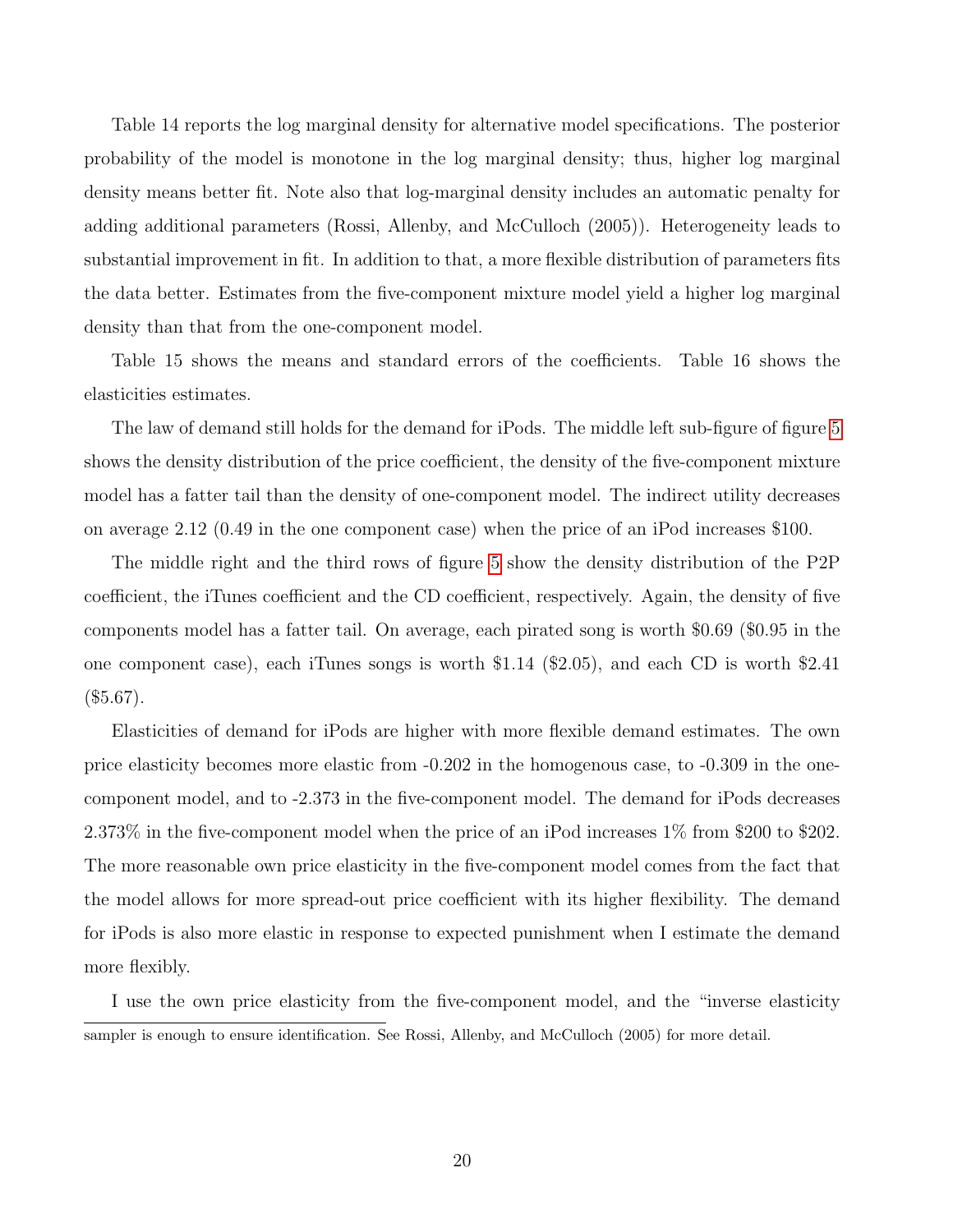Table 14 reports the log marginal density for alternative model specifications. The posterior probability of the model is monotone in the log marginal density; thus, higher log marginal density means better fit. Note also that log-marginal density includes an automatic penalty for adding additional parameters (Rossi, Allenby, and McCulloch (2005)). Heterogeneity leads to substantial improvement in fit. In addition to that, a more flexible distribution of parameters fits the data better. Estimates from the five-component mixture model yield a higher log marginal density than that from the one-component model.

Table 15 shows the means and standard errors of the coefficients. Table 16 shows the elasticities estimates.

The law of demand still holds for the demand for iPods. The middle left sub-figure of figure 5 shows the density distribution of the price coefficient, the density of the five-component mixture model has a fatter tail than the density of one-component model. The indirect utility decreases on average 2.12 (0.49 in the one component case) when the price of an iPod increases $100.

The middle right and the third rows of figure 5 show the density distribution of the P2P coefficient, the iTunes coefficient and the CD coefficient, respectively. Again, the density of five components model has a fatter tail. On average, each pirated song is worth $0.69 ($0.95 in the one component case), each iTunes songs is worth $1.14 ($2.05), and each CD is worth $2.41 ($5.67).

Elasticities of demand for iPods are higher with more flexible demand estimates. The own price elasticity becomes more elastic from -0.202 in the homogenous case, to -0.309 in the one-component model, and to -2.373 in the five-component model. The demand for iPods decreases 2.373% in the five-component model when the price of an iPod increases 1% from $200 to $202. The more reasonable own price elasticity in the five-component model comes from the fact that the model allows for more spread-out price coefficient with its higher flexibility. The demand for iPods is also more elastic in response to expected punishment when I estimate the demand more flexibly.

I use the own price elasticity from the five-component model, and the "inverse elasticity

sampler is enough to ensure identification. See Rossi, Allenby, and McCulloch (2005) for more detail.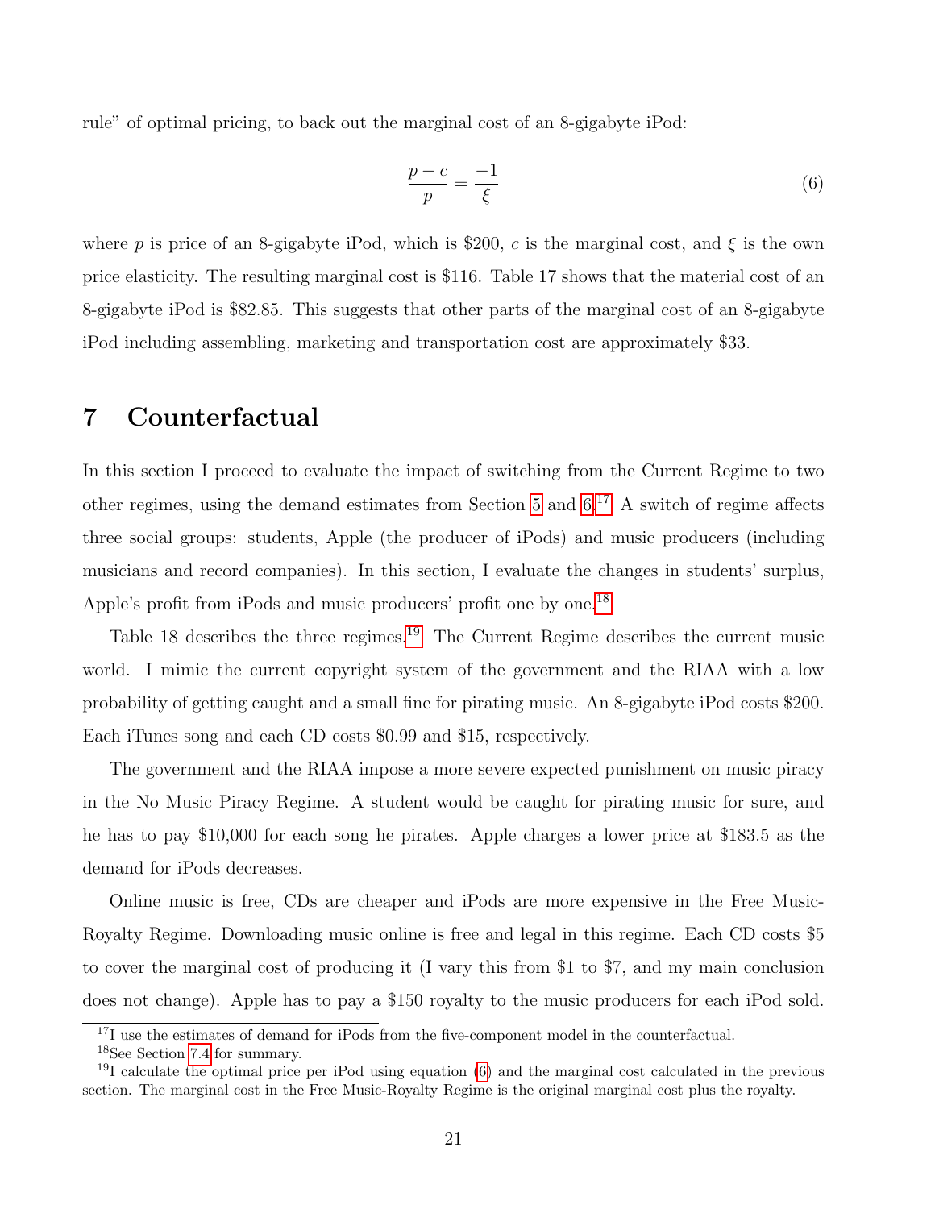rule" of optimal pricing, to back out the marginal cost of an 8-gigabyte iPod:

$$\frac{p-c}{p} = \frac{-1}{\xi} \tag{6}$$

where $p$ is price of an 8-gigabyte iPod, which is \$200, $c$ is the marginal cost, and $\xi$ is the own price elasticity. The resulting marginal cost is \$116. Table 17 shows that the material cost of an 8-gigabyte iPod is \$82.85. This suggests that other parts of the marginal cost of an 8-gigabyte iPod including assembling, marketing and transportation cost are approximately \$33.

# 7 Counterfactual

In this section I proceed to evaluate the impact of switching from the Current Regime to two other regimes, using the demand estimates from Section 5 and 6.[17] A switch of regime affects three social groups: students, Apple (the producer of iPods) and music producers (including musicians and record companies). In this section, I evaluate the changes in students' surplus, Apple's profit from iPods and music producers' profit one by one.[18]

Table 18 describes the three regimes.[19] The Current Regime describes the current music world. I mimic the current copyright system of the government and the RIAA with a low probability of getting caught and a small fine for pirating music. An 8-gigabyte iPod costs \$200. Each iTunes song and each CD costs \$0.99 and \$15, respectively.

The government and the RIAA impose a more severe expected punishment on music piracy in the No Music Piracy Regime. A student would be caught for pirating music for sure, and he has to pay \$10,000 for each song he pirates. Apple charges a lower price at \$183.5 as the demand for iPods decreases.

Online music is free, CDs are cheaper and iPods are more expensive in the Free Music-Royalty Regime. Downloading music online is free and legal in this regime. Each CD costs \$5 to cover the marginal cost of producing it (I vary this from \$1 to \$7, and my main conclusion does not change). Apple has to pay a \$150 royalty to the music producers for each iPod sold.

[17] I use the estimates of demand for iPods from the five-component model in the counterfactual.

[18] See Section 7.4 for summary.

[19] I calculate the optimal price per iPod using equation (6) and the marginal cost calculated in the previous section. The marginal cost in the Free Music-Royalty Regime is the original marginal cost plus the royalty.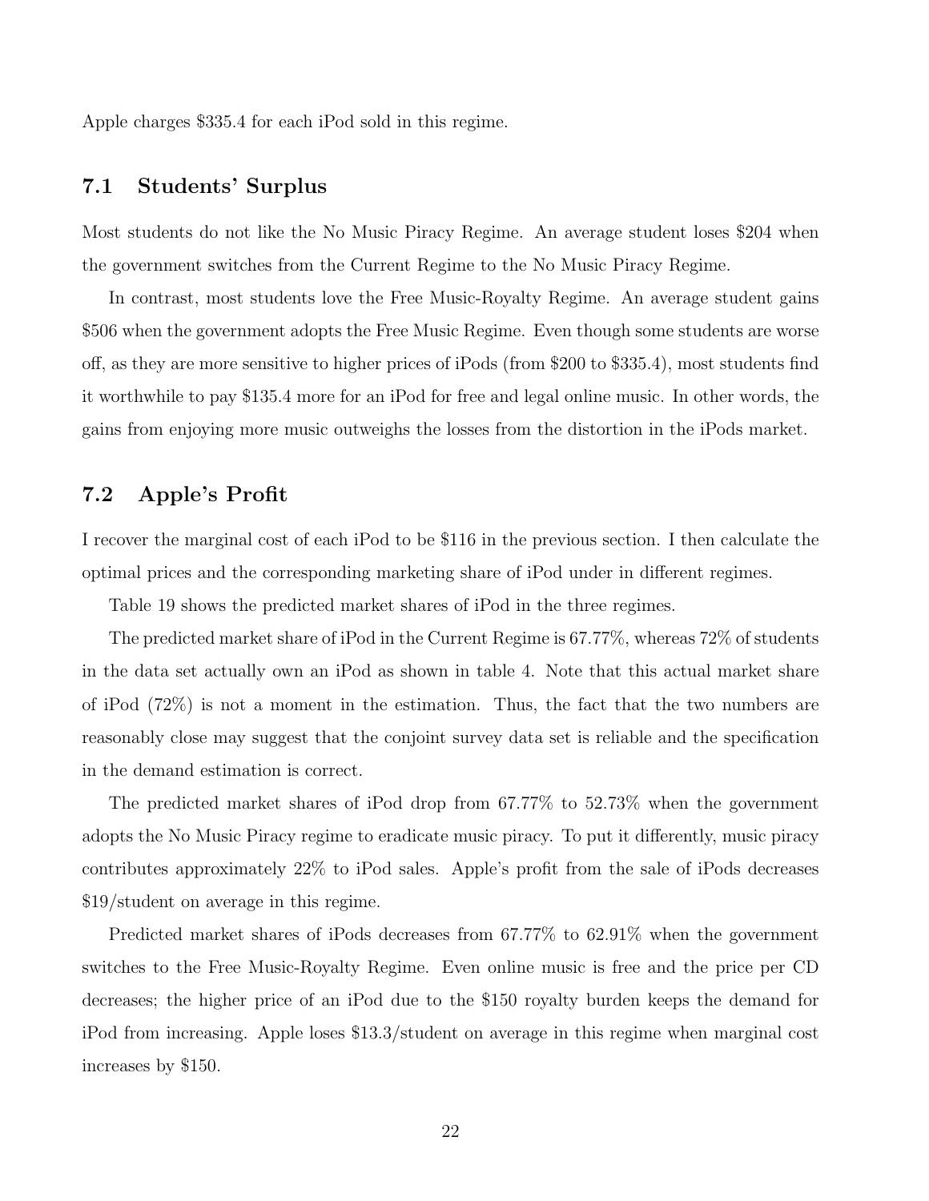Apple charges \$335.4 for each iPod sold in this regime.

## 7.1 Students' Surplus

Most students do not like the No Music Piracy Regime. An average student loses \$204 when the government switches from the Current Regime to the No Music Piracy Regime.

In contrast, most students love the Free Music-Royalty Regime. An average student gains \$506 when the government adopts the Free Music Regime. Even though some students are worse off, as they are more sensitive to higher prices of iPods (from \$200 to \$335.4), most students find it worthwhile to pay \$135.4 more for an iPod for free and legal online music. In other words, the gains from enjoying more music outweighs the losses from the distortion in the iPods market.

## 7.2 Apple's Profit

I recover the marginal cost of each iPod to be \$116 in the previous section. I then calculate the optimal prices and the corresponding marketing share of iPod under in different regimes.

Table 19 shows the predicted market shares of iPod in the three regimes.

The predicted market share of iPod in the Current Regime is 67.77%, whereas 72% of students in the data set actually own an iPod as shown in table 4. Note that this actual market share of iPod (72%) is not a moment in the estimation. Thus, the fact that the two numbers are reasonably close may suggest that the conjoint survey data set is reliable and the specification in the demand estimation is correct.

The predicted market shares of iPod drop from 67.77% to 52.73% when the government adopts the No Music Piracy regime to eradicate music piracy. To put it differently, music piracy contributes approximately 22% to iPod sales. Apple's profit from the sale of iPods decreases \$19/student on average in this regime.

Predicted market shares of iPods decreases from 67.77% to 62.91% when the government switches to the Free Music-Royalty Regime. Even online music is free and the price per CD decreases; the higher price of an iPod due to the \$150 royalty burden keeps the demand for iPod from increasing. Apple loses \$13.3/student on average in this regime when marginal cost increases by \$150.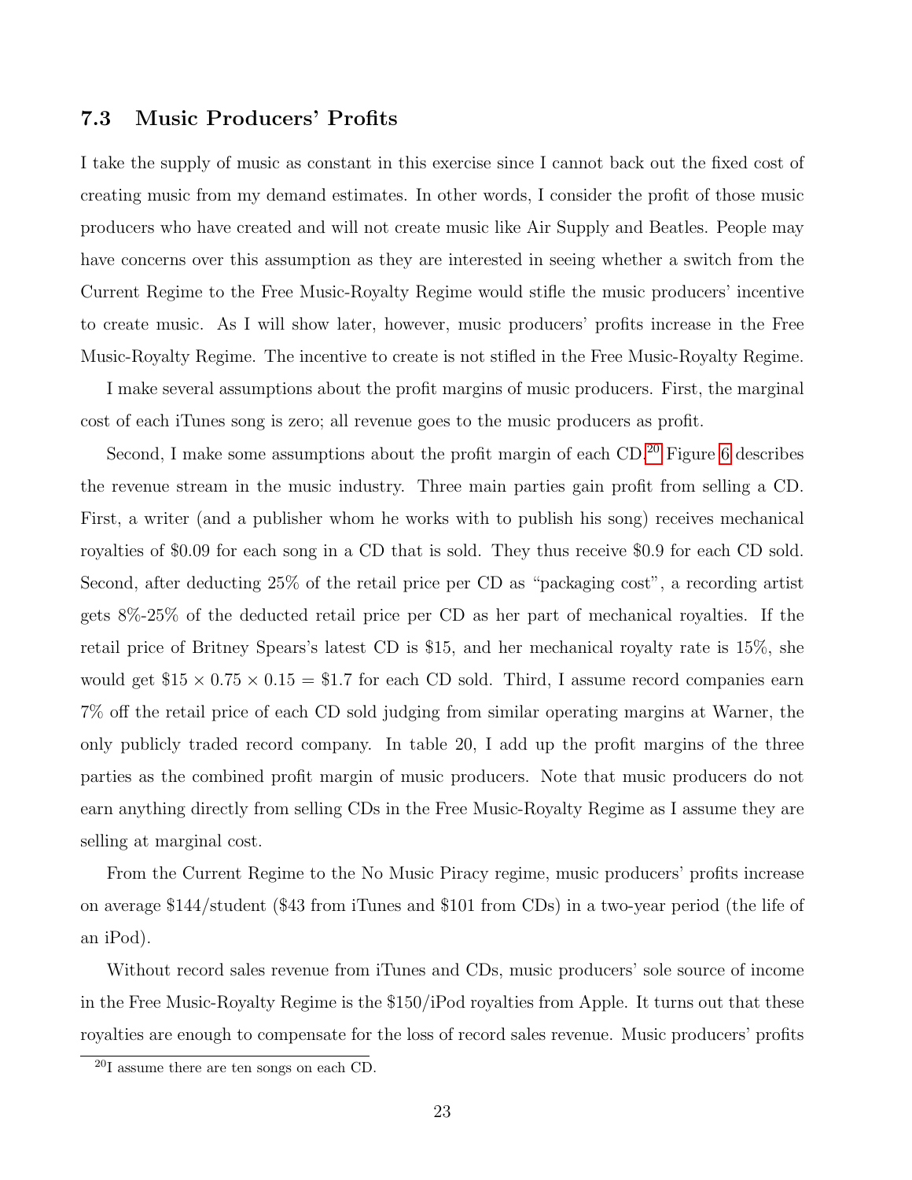### 7.3 Music Producers' Profits

I take the supply of music as constant in this exercise since I cannot back out the fixed cost of creating music from my demand estimates. In other words, I consider the profit of those music producers who have created and will not create music like Air Supply and Beatles. People may have concerns over this assumption as they are interested in seeing whether a switch from the Current Regime to the Free Music-Royalty Regime would stifle the music producers' incentive to create music. As I will show later, however, music producers' profits increase in the Free Music-Royalty Regime. The incentive to create is not stifled in the Free Music-Royalty Regime.

I make several assumptions about the profit margins of music producers. First, the marginal cost of each iTunes song is zero; all revenue goes to the music producers as profit.

Second, I make some assumptions about the profit margin of each CD.[20] Figure 6 describes the revenue stream in the music industry. Three main parties gain profit from selling a CD. First, a writer (and a publisher whom he works with to publish his song) receives mechanical royalties of \$0.09 for each song in a CD that is sold. They thus receive \$0.9 for each CD sold. Second, after deducting 25% of the retail price per CD as "packaging cost", a recording artist gets 8%-25% of the deducted retail price per CD as her part of mechanical royalties. If the retail price of Britney Spears's latest CD is \$15, and her mechanical royalty rate is 15%, she would get $\$15 \times 0.75 \times 0.15 = \$1.7$ for each CD sold. Third, I assume record companies earn 7% off the retail price of each CD sold judging from similar operating margins at Warner, the only publicly traded record company. In table 20, I add up the profit margins of the three parties as the combined profit margin of music producers. Note that music producers do not earn anything directly from selling CDs in the Free Music-Royalty Regime as I assume they are selling at marginal cost.

From the Current Regime to the No Music Piracy regime, music producers' profits increase on average \$144/student (\$43 from iTunes and \$101 from CDs) in a two-year period (the life of an iPod).

Without record sales revenue from iTunes and CDs, music producers' sole source of income in the Free Music-Royalty Regime is the \$150/iPod royalties from Apple. It turns out that these royalties are enough to compensate for the loss of record sales revenue. Music producers' profits

[20] I assume there are ten songs on each CD.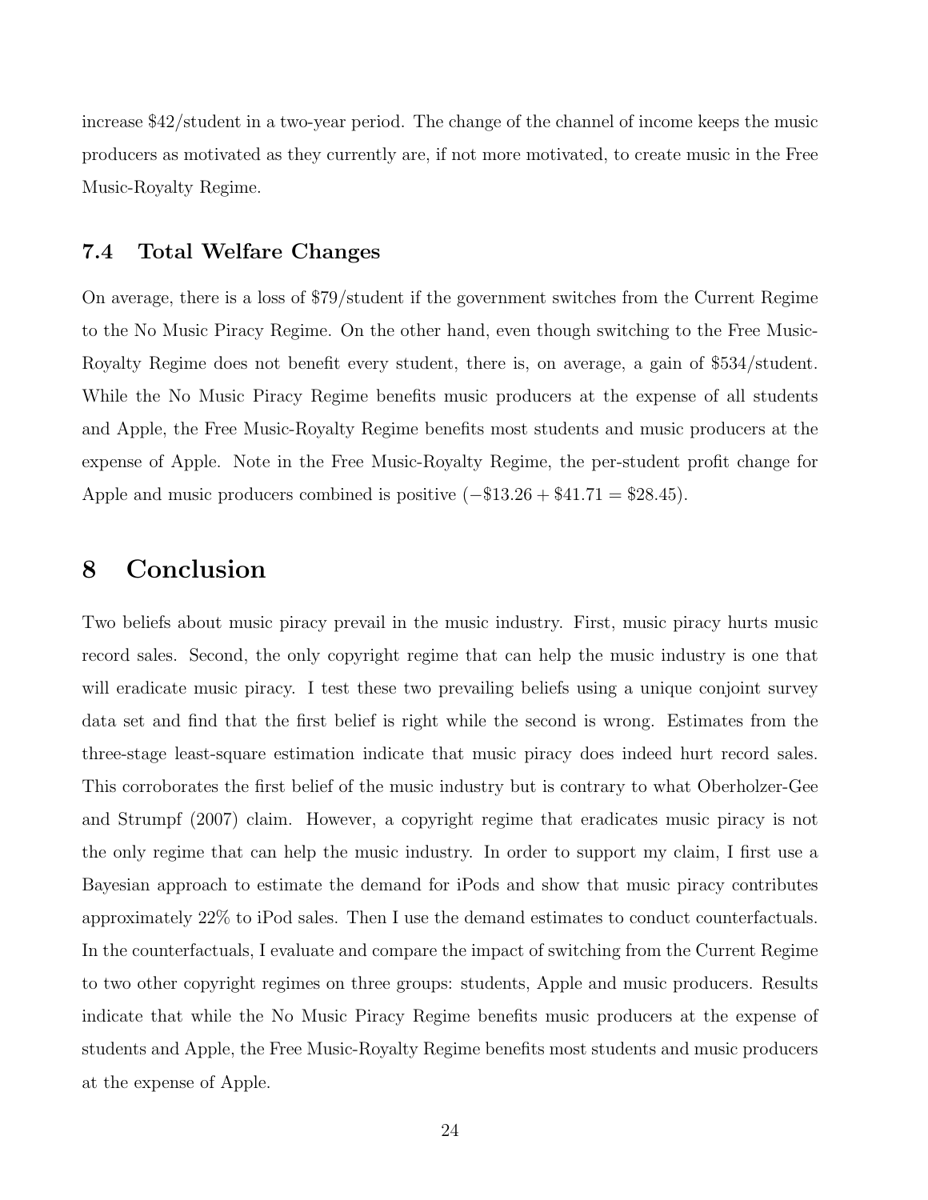increase \$42/student in a two-year period. The change of the channel of income keeps the music producers as motivated as they currently are, if not more motivated, to create music in the Free Music-Royalty Regime.

### 7.4 Total Welfare Changes

On average, there is a loss of \$79/student if the government switches from the Current Regime to the No Music Piracy Regime. On the other hand, even though switching to the Free Music-Royalty Regime does not benefit every student, there is, on average, a gain of \$534/student. While the No Music Piracy Regime benefits music producers at the expense of all students and Apple, the Free Music-Royalty Regime benefits most students and music producers at the expense of Apple. Note in the Free Music-Royalty Regime, the per-student profit change for Apple and music producers combined is positive ($-\$13.26 + \$41.71 = \$28.45$).

## 8 Conclusion

Two beliefs about music piracy prevail in the music industry. First, music piracy hurts music record sales. Second, the only copyright regime that can help the music industry is one that will eradicate music piracy. I test these two prevailing beliefs using a unique conjoint survey data set and find that the first belief is right while the second is wrong. Estimates from the three-stage least-square estimation indicate that music piracy does indeed hurt record sales. This corroborates the first belief of the music industry but is contrary to what Oberholzer-Gee and Strumpf (2007) claim. However, a copyright regime that eradicates music piracy is not the only regime that can help the music industry. In order to support my claim, I first use a Bayesian approach to estimate the demand for iPods and show that music piracy contributes approximately 22% to iPod sales. Then I use the demand estimates to conduct counterfactuals. In the counterfactuals, I evaluate and compare the impact of switching from the Current Regime to two other copyright regimes on three groups: students, Apple and music producers. Results indicate that while the No Music Piracy Regime benefits music producers at the expense of students and Apple, the Free Music-Royalty Regime benefits most students and music producers at the expense of Apple.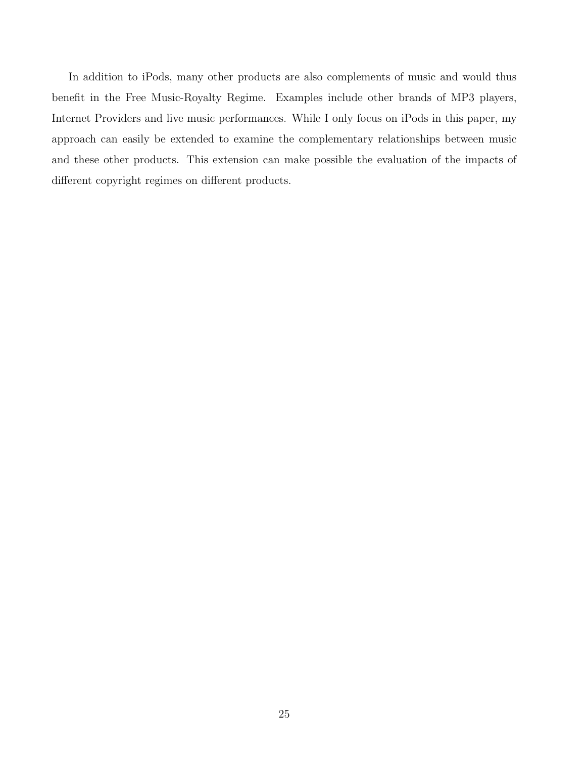In addition to iPods, many other products are also complements of music and would thus benefit in the Free Music-Royalty Regime. Examples include other brands of MP3 players, Internet Providers and live music performances. While I only focus on iPods in this paper, my approach can easily be extended to examine the complementary relationships between music and these other products. This extension can make possible the evaluation of the impacts of different copyright regimes on different products.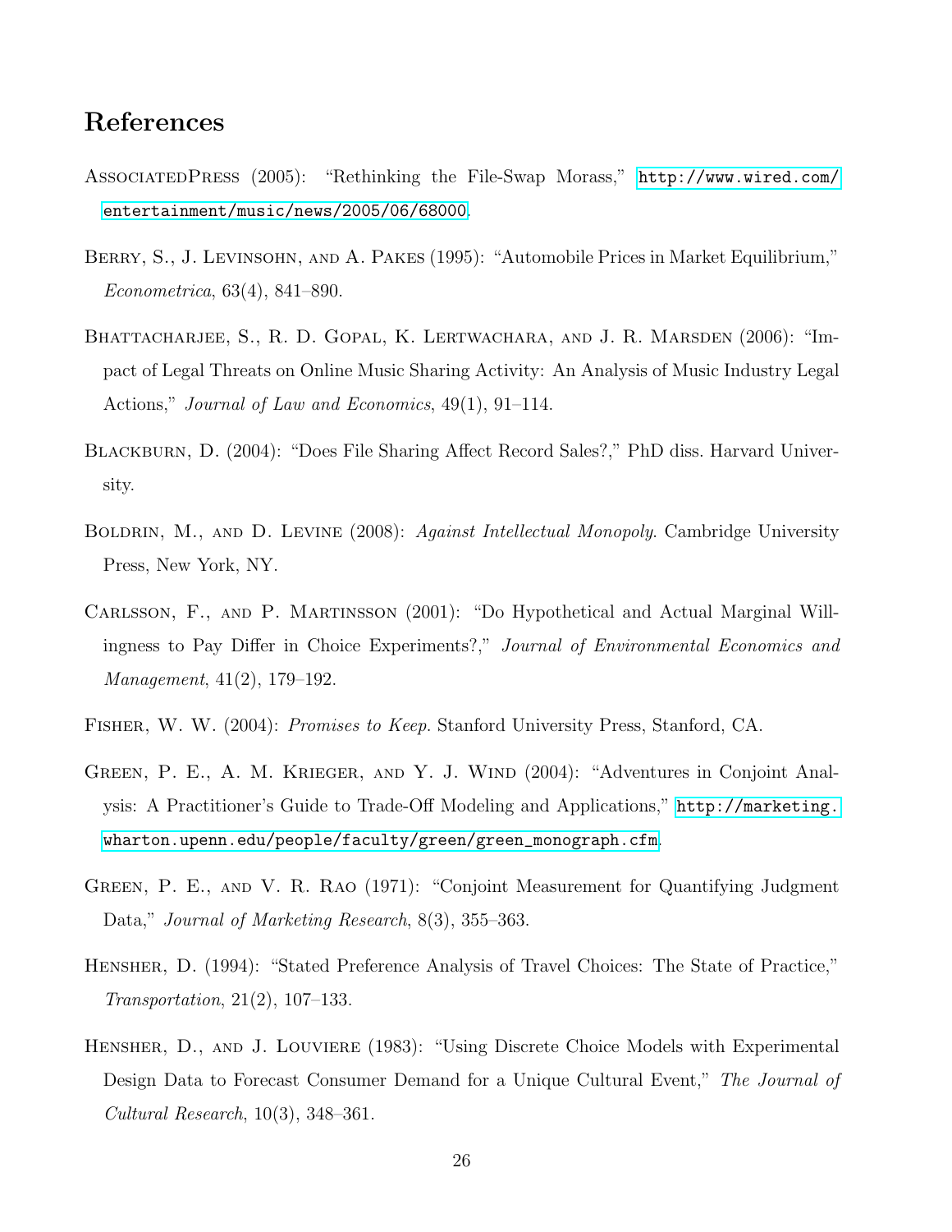## References

AssociatedPress (2005): "Rethinking the File-Swap Morass," http://www.wired.com/entertainment/music/news/2005/06/68000.

Berry, S., J. Levinsohn, and A. Pakes (1995): "Automobile Prices in Market Equilibrium," *Econometrica*, 63(4), 841–890.

Bhattacharjee, S., R. D. Gopal, K. Lertwachara, and J. R. Marsden (2006): "Impact of Legal Threats on Online Music Sharing Activity: An Analysis of Music Industry Legal Actions," *Journal of Law and Economics*, 49(1), 91–114.

Blackburn, D. (2004): "Does File Sharing Affect Record Sales?," PhD diss. Harvard University.

Boldrin, M., and D. Levine (2008): *Against Intellectual Monopoly*. Cambridge University Press, New York, NY.

Carlsson, F., and P. Martinsson (2001): "Do Hypothetical and Actual Marginal Willingness to Pay Differ in Choice Experiments?," *Journal of Environmental Economics and Management*, 41(2), 179–192.

Fisher, W. W. (2004): *Promises to Keep*. Stanford University Press, Stanford, CA.

Green, P. E., A. M. Krieger, and Y. J. Wind (2004): "Adventures in Conjoint Analysis: A Practitioner's Guide to Trade-Off Modeling and Applications," http://marketing.wharton.upenn.edu/people/faculty/green/green_monograph.cfm.

Green, P. E., and V. R. Rao (1971): "Conjoint Measurement for Quantifying Judgment Data," *Journal of Marketing Research*, 8(3), 355–363.

Hensher, D. (1994): "Stated Preference Analysis of Travel Choices: The State of Practice," *Transportation*, 21(2), 107–133.

Hensher, D., and J. Louviere (1983): "Using Discrete Choice Models with Experimental Design Data to Forecast Consumer Demand for a Unique Cultural Event," *The Journal of Cultural Research*, 10(3), 348–361.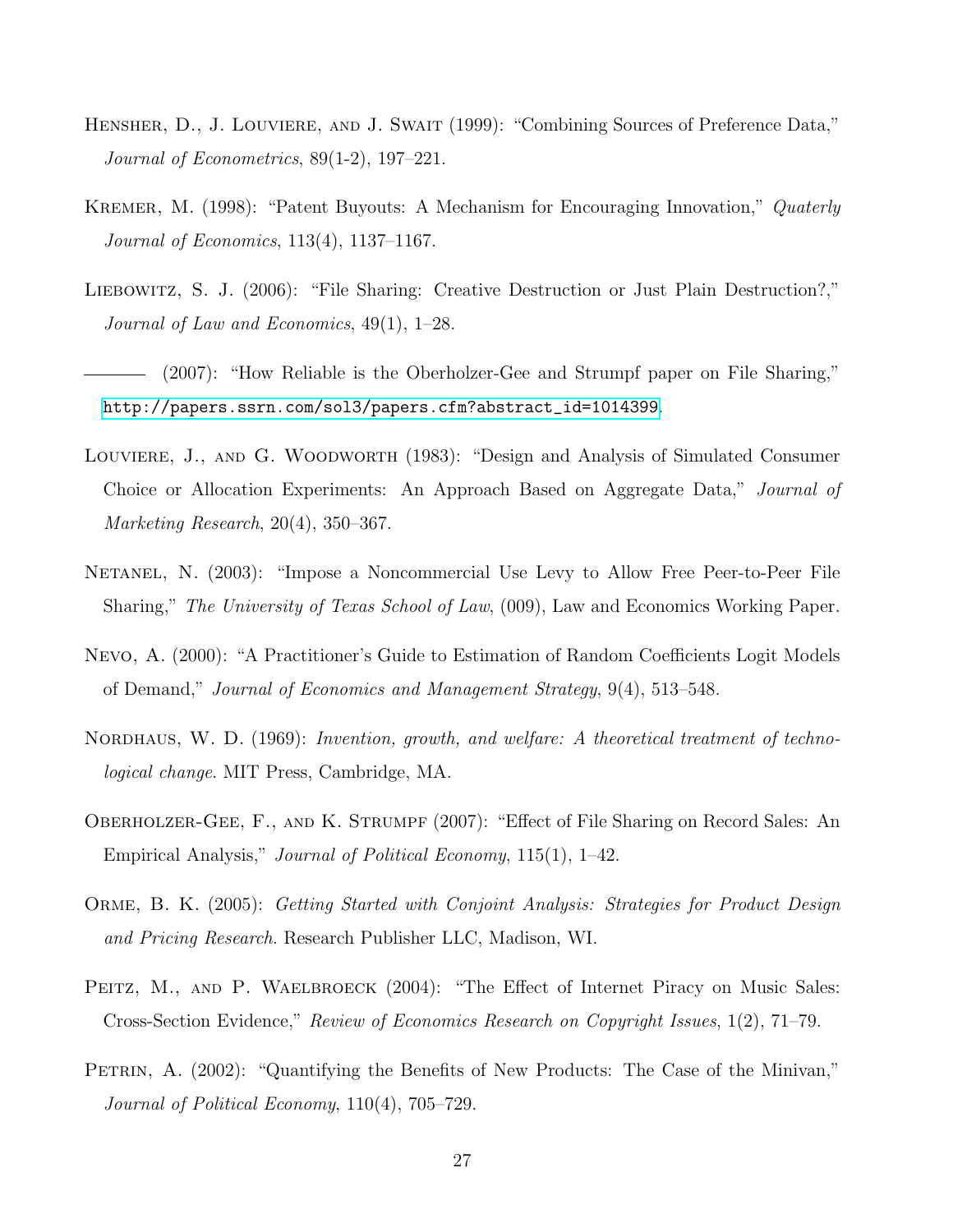Hensher, D., J. Louviere, and J. Swait (1999): "Combining Sources of Preference Data," *Journal of Econometrics*, 89(1-2), 197–221.

Kremer, M. (1998): "Patent Buyouts: A Mechanism for Encouraging Innovation," *Quaterly Journal of Economics*, 113(4), 1137–1167.

Liebowitz, S. J. (2006): "File Sharing: Creative Destruction or Just Plain Destruction?," *Journal of Law and Economics*, 49(1), 1–28.

——— (2007): "How Reliable is the Oberholzer-Gee and Strumpf paper on File Sharing," http://papers.ssrn.com/sol3/papers.cfm?abstract_id=1014399.

Louviere, J., and G. Woodworth (1983): "Design and Analysis of Simulated Consumer Choice or Allocation Experiments: An Approach Based on Aggregate Data," *Journal of Marketing Research*, 20(4), 350–367.

Netanel, N. (2003): "Impose a Noncommercial Use Levy to Allow Free Peer-to-Peer File Sharing," *The University of Texas School of Law*, (009), Law and Economics Working Paper.

Nevo, A. (2000): "A Practitioner's Guide to Estimation of Random Coefficients Logit Models of Demand," *Journal of Economics and Management Strategy*, 9(4), 513–548.

Nordhaus, W. D. (1969): *Invention, growth, and welfare: A theoretical treatment of technological change*. MIT Press, Cambridge, MA.

Oberholzer-Gee, F., and K. Strumpf (2007): "Effect of File Sharing on Record Sales: An Empirical Analysis," *Journal of Political Economy*, 115(1), 1–42.

Orme, B. K. (2005): *Getting Started with Conjoint Analysis: Strategies for Product Design and Pricing Research*. Research Publisher LLC, Madison, WI.

Peitz, M., and P. Waelbroeck (2004): "The Effect of Internet Piracy on Music Sales: Cross-Section Evidence," *Review of Economics Research on Copyright Issues*, 1(2), 71–79.

Petrin, A. (2002): "Quantifying the Benefits of New Products: The Case of the Minivan," *Journal of Political Economy*, 110(4), 705–729.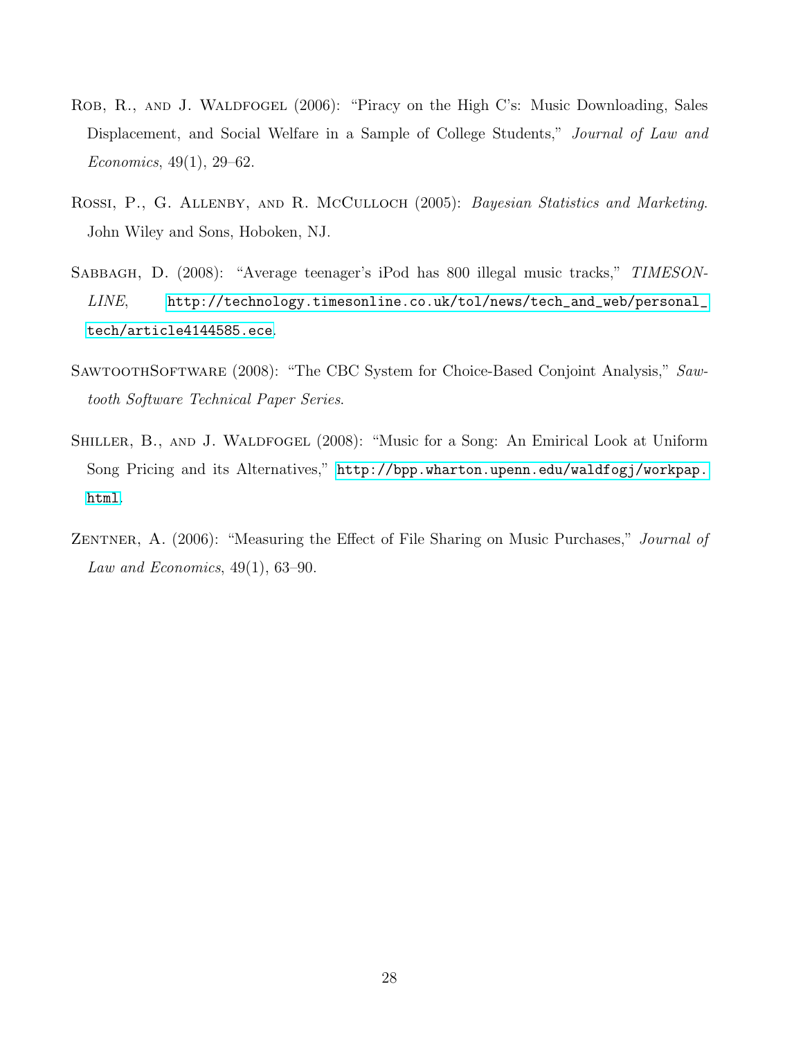Rob, R., and J. Waldfogel (2006): "Piracy on the High C's: Music Downloading, Sales Displacement, and Social Welfare in a Sample of College Students," *Journal of Law and Economics*, 49(1), 29–62.

Rossi, P., G. Allenby, and R. McCulloch (2005): *Bayesian Statistics and Marketing*. John Wiley and Sons, Hoboken, NJ.

Sabbagh, D. (2008): "Average teenager's iPod has 800 illegal music tracks," *TIMESONLINE*, http://technology.timesonline.co.uk/tol/news/tech_and_web/personal_tech/article4144585.ece.

SawtoothSoftware (2008): "The CBC System for Choice-Based Conjoint Analysis," *Sawtooth Software Technical Paper Series*.

Shiller, B., and J. Waldfogel (2008): "Music for a Song: An Emirical Look at Uniform Song Pricing and its Alternatives," http://bpp.wharton.upenn.edu/waldfogj/workpap.html.

Zentner, A. (2006): "Measuring the Effect of File Sharing on Music Purchases," *Journal of Law and Economics*, 49(1), 63–90.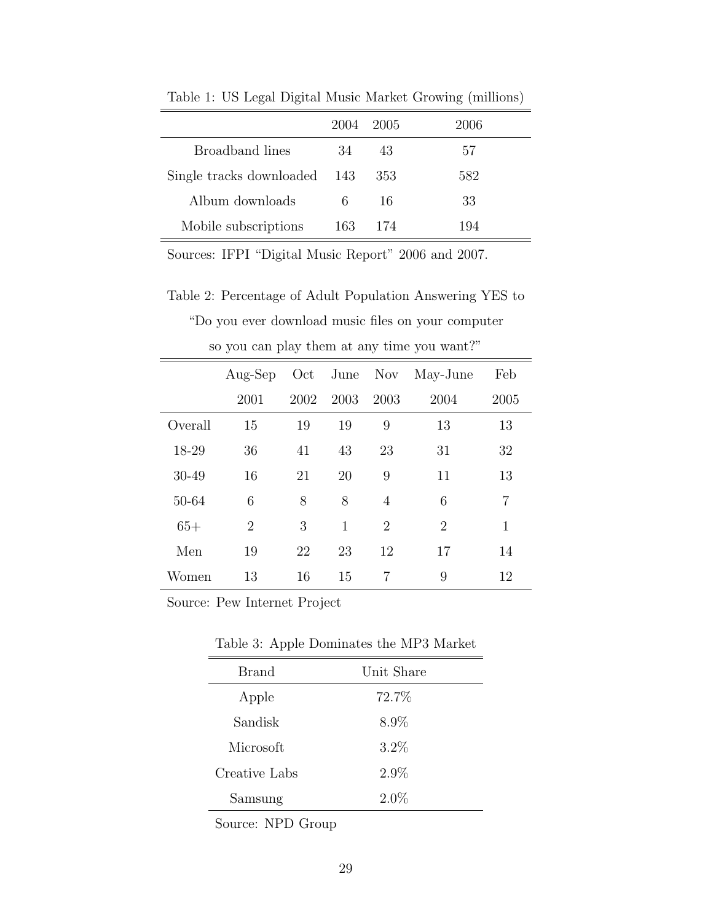Table 1: US Legal Digital Music Market Growing (millions)

| | 2004 | 2005 | 2006 |
|---|---|---|---|
| Broadband lines | 34 | 43 | 57 |
| Single tracks downloaded | 143 | 353 | 582 |
| Album downloads | 6 | 16 | 33 |
| Mobile subscriptions | 163 | 174 | 194 |

Sources: IFPI "Digital Music Report" 2006 and 2007.

Table 2: Percentage of Adult Population Answering YES to "Do you ever download music files on your computer so you can play them at any time you want?"

| | Aug-Sep 2001 | Oct 2002 | June 2003 | Nov 2003 | May-June 2004 | Feb 2005 |
|---|---|---|---|---|---|---|
| Overall | 15 | 19 | 19 | 9 | 13 | 13 |
| 18-29 | 36 | 41 | 43 | 23 | 31 | 32 |
| 30-49 | 16 | 21 | 20 | 9 | 11 | 13 |
| 50-64 | 6 | 8 | 8 | 4 | 6 | 7 |
| 65+ | 2 | 3 | 1 | 2 | 2 | 1 |
| Men | 19 | 22 | 23 | 12 | 17 | 14 |
| Women | 13 | 16 | 15 | 7 | 9 | 12 |

Source: Pew Internet Project

Table 3: Apple Dominates the MP3 Market

| Brand | Unit Share |
|---|---|
| Apple | 72.7% |
| Sandisk | 8.9% |
| Microsoft | 3.2% |
| Creative Labs | 2.9% |
| Samsung | 2.0% |

Source: NPD Group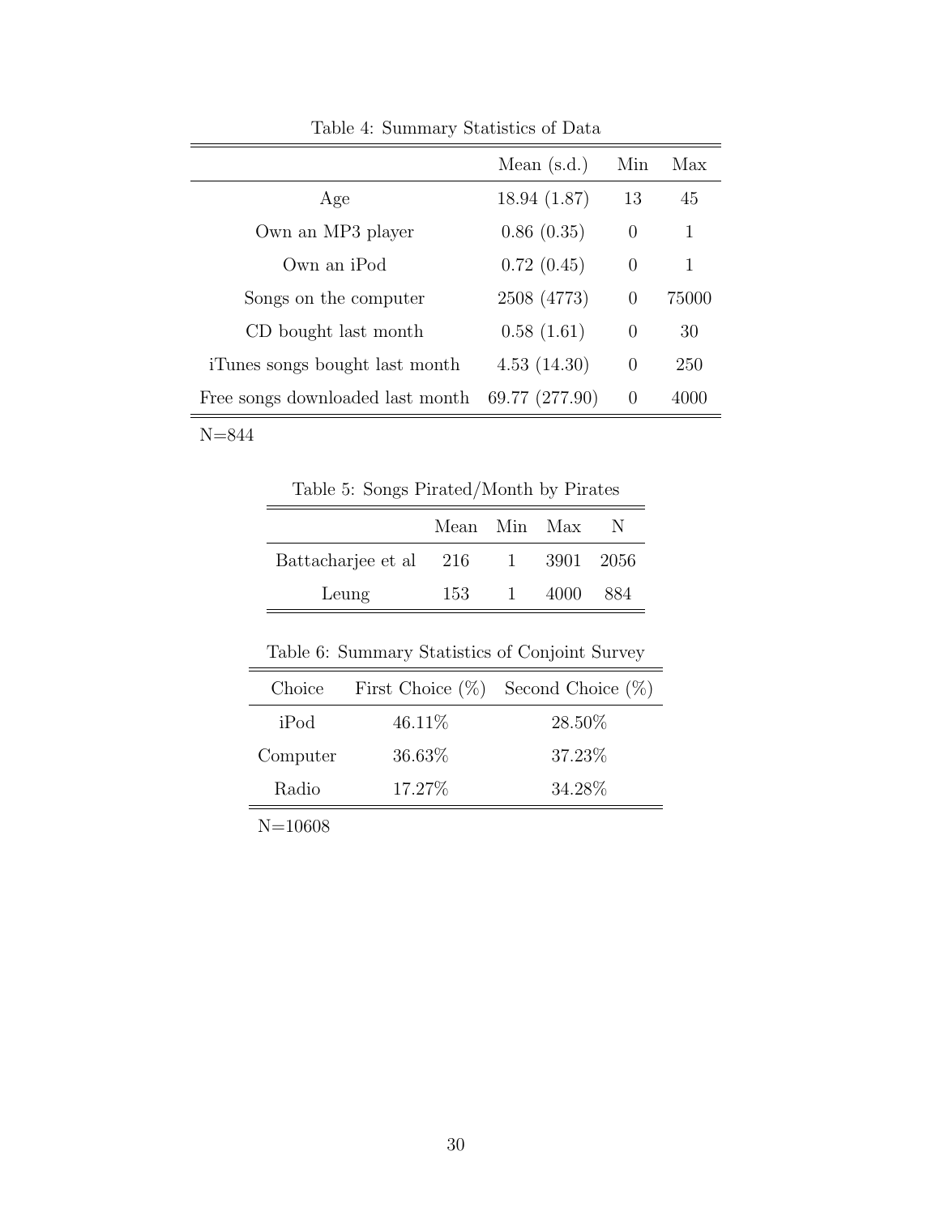Table 4: Summary Statistics of Data

| | Mean (s.d.) | Min | Max |
|---|---|---|---|
| Age | 18.94 (1.87) | 13 | 45 |
| Own an MP3 player | 0.86 (0.35) | 0 | 1 |
| Own an iPod | 0.72 (0.45) | 0 | 1 |
| Songs on the computer | 2508 (4773) | 0 | 75000 |
| CD bought last month | 0.58 (1.61) | 0 | 30 |
| iTunes songs bought last month | 4.53 (14.30) | 0 | 250 |
| Free songs downloaded last month | 69.77 (277.90) | 0 | 4000 |

N=844

Table 5: Songs Pirated/Month by Pirates

| | Mean | Min | Max | N |
|---|---|---|---|---|
| Battacharjee et al | 216 | 1 | 3901 | 2056 |
| Leung | 153 | 1 | 4000 | 884 |

Table 6: Summary Statistics of Conjoint Survey

| Choice | First Choice (%) | Second Choice (%) |
|---|---|---|
| iPod | 46.11% | 28.50% |
| Computer | 36.63% | 37.23% |
| Radio | 17.27% | 34.28% |

N=10608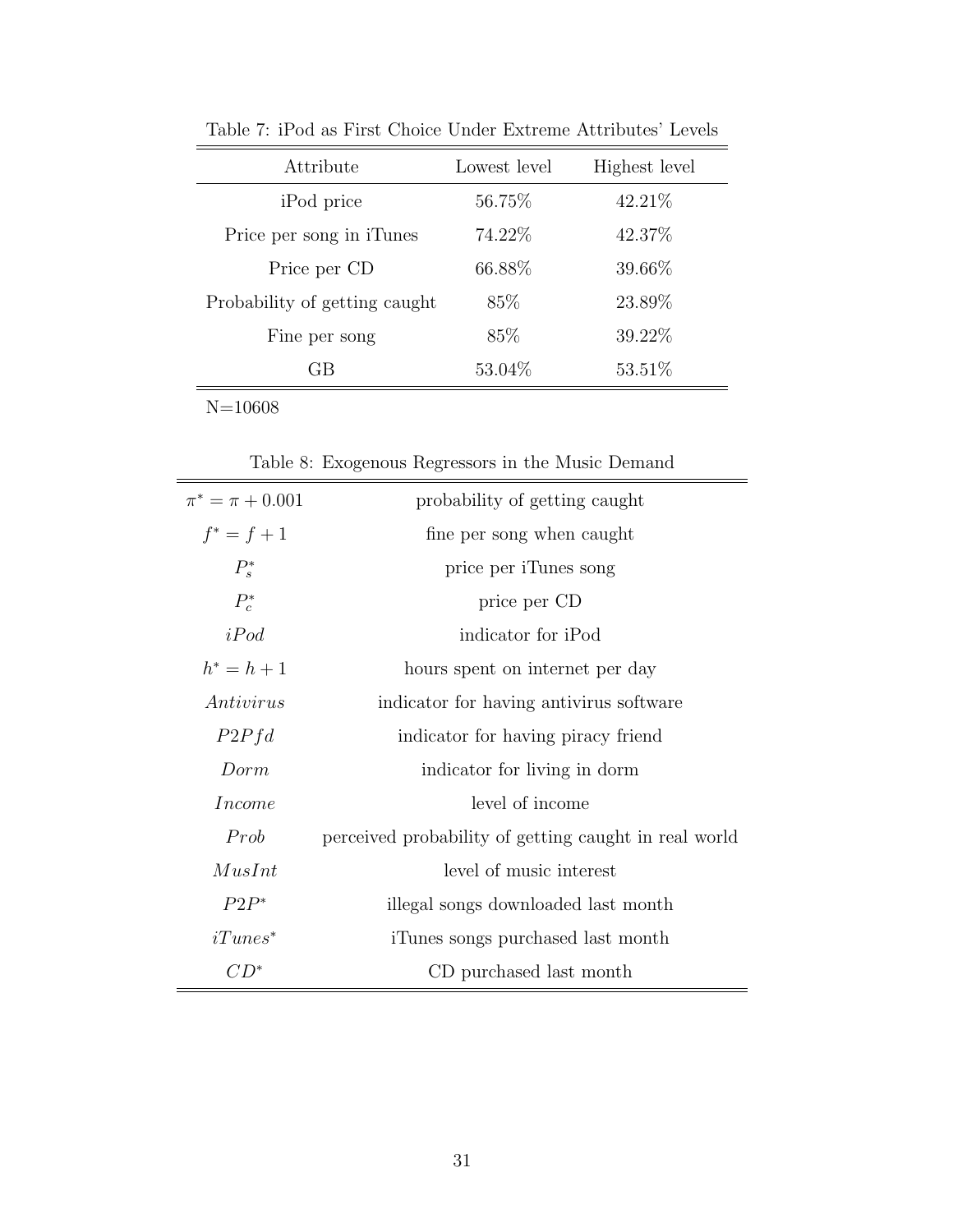Table 7: iPod as First Choice Under Extreme Attributes' Levels

| Attribute | Lowest level | Highest level |
|---|---|---|
| iPod price | 56.75% | 42.21% |
| Price per song in iTunes | 74.22% | 42.37% |
| Price per CD | 66.88% | 39.66% |
| Probability of getting caught | 85% | 23.89% |
| Fine per song | 85% | 39.22% |
| GB | 53.04% | 53.51% |

N=10608

Table 8: Exogenous Regressors in the Music Demand

| | |
|---|---|
| $\pi^* = \pi + 0.001$ | probability of getting caught |
| $f^* = f + 1$ | fine per song when caught |
| $P_s^*$ | price per iTunes song |
| $P_c^*$ | price per CD |
| $iPod$ | indicator for iPod |
| $h^* = h + 1$ | hours spent on internet per day |
| $Antivirus$ | indicator for having antivirus software |
| $P2Pfd$ | indicator for having piracy friend |
| $Dorm$ | indicator for living in dorm |
| $Income$ | level of income |
| $Prob$ | perceived probability of getting caught in real world |
| $MusInt$ | level of music interest |
| $P2P^*$ | illegal songs downloaded last month |
| $iTunes^*$ | iTunes songs purchased last month |
| $CD^*$ | CD purchased last month |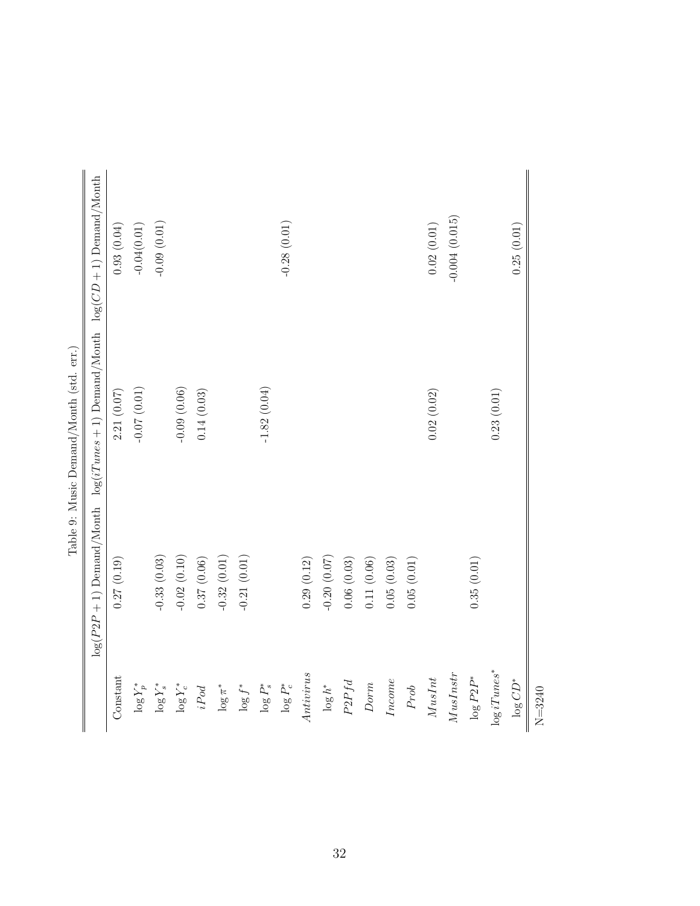Table 9: Music Demand/Month (std. err.)

| | $\log(P2P+1)$ Demand/Month | $\log(iTunes+1)$ Demand/Month | $\log(CD+1)$ Demand/Month |
|---|---|---|---|
| Constant | 0.27 (0.19) | 2.21 (0.07) | 0.93 (0.04) |
| $\log Y_p^*$ | | -0.07 (0.01) | -0.04(0.01) |
| $\log Y_s^*$ | -0.33 (0.03) | | -0.09 (0.01) |
| $\log Y_c^*$ | -0.02 (0.10) | -0.09 (0.06) | |
| $iPod$ | 0.37 (0.06) | 0.14 (0.03) | |
| $\log \pi^*$ | -0.32 (0.01) | | |
| $\log f^*$ | -0.21 (0.01) | | |
| $\log P_s^*$ | | -1.82 (0.04) | |
| $\log P_c^*$ | | | -0.28 (0.01) |
| $Antivirus$ | 0.29 (0.12) | | |
| $\log h^*$ | -0.20 (0.07) | | |
| $P2Pfd$ | 0.06 (0.03) | | |
| $Dorm$ | 0.11 (0.06) | | |
| $Income$ | 0.05 (0.03) | | |
| $Prob$ | 0.05 (0.01) | | |
| $MusInt$ | | 0.02 (0.02) | 0.02 (0.01) |
| $MusInstr$ | | | -0.004 (0.015) |
| $\log P2P^*$ | 0.35 (0.01) | | |
| $\log iTunes^*$ | | 0.23 (0.01) | |
| $\log CD^*$ | | | 0.25 (0.01) |

N=3240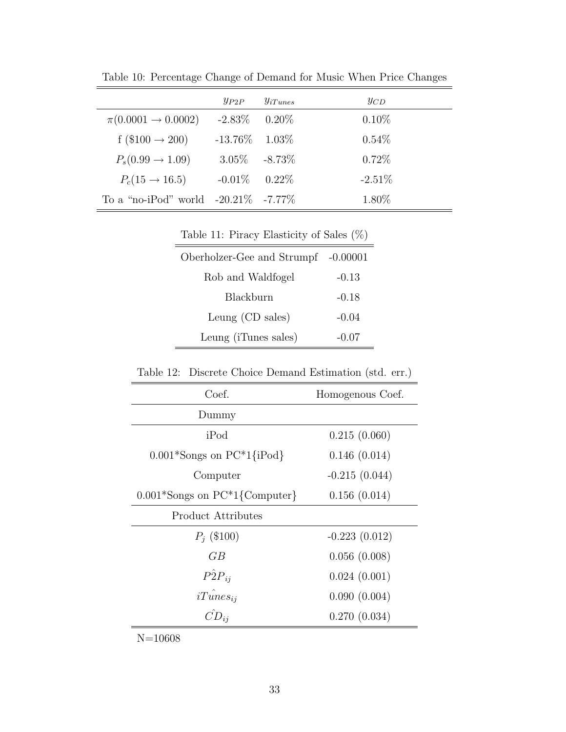Table 10: Percentage Change of Demand for Music When Price Changes

| | $y_{P2P}$ | $y_{iTunes}$ | $y_{CD}$ |
|---|---|---|---|
| $\pi(0.0001 \rightarrow 0.0002)$ | -2.83% | 0.20% | 0.10% |
| f ($100 → 200) | -13.76% | 1.03% | 0.54% |
| $P_s(0.99 \rightarrow 1.09)$ | 3.05% | -8.73% | 0.72% |
| $P_c(15 \rightarrow 16.5)$ | -0.01% | 0.22% | -2.51% |
| To a "no-iPod" world | -20.21% | -7.77% | 1.80% |

Table 11: Piracy Elasticity of Sales (%)

| | |
|---|---|
| Oberholzer-Gee and Strumpf | -0.00001 |
| Rob and Waldfogel | -0.13 |
| Blackburn | -0.18 |
| Leung (CD sales) | -0.04 |
| Leung (iTunes sales) | -0.07 |

Table 12: Discrete Choice Demand Estimation (std. err.)

| Coef. | Homogenous Coef. |
|---|---|
| **Dummy** | |
| iPod | 0.215 (0.060) |
| 0.001*Songs on PC*1{iPod} | 0.146 (0.014) |
| Computer | -0.215 (0.044) |
| 0.001*Songs on PC*1{Computer} | 0.156 (0.014) |
| **Product Attributes** | |
| $P_j$ ($100) | -0.223 (0.012) |
| $GB$ | 0.056 (0.008) |
| $\hat{P2P}_{ij}$ | 0.024 (0.001) |
| $\hat{iTunes}_{ij}$ | 0.090 (0.004) |
| $\hat{CD}_{ij}$ | 0.270 (0.034) |

N=10608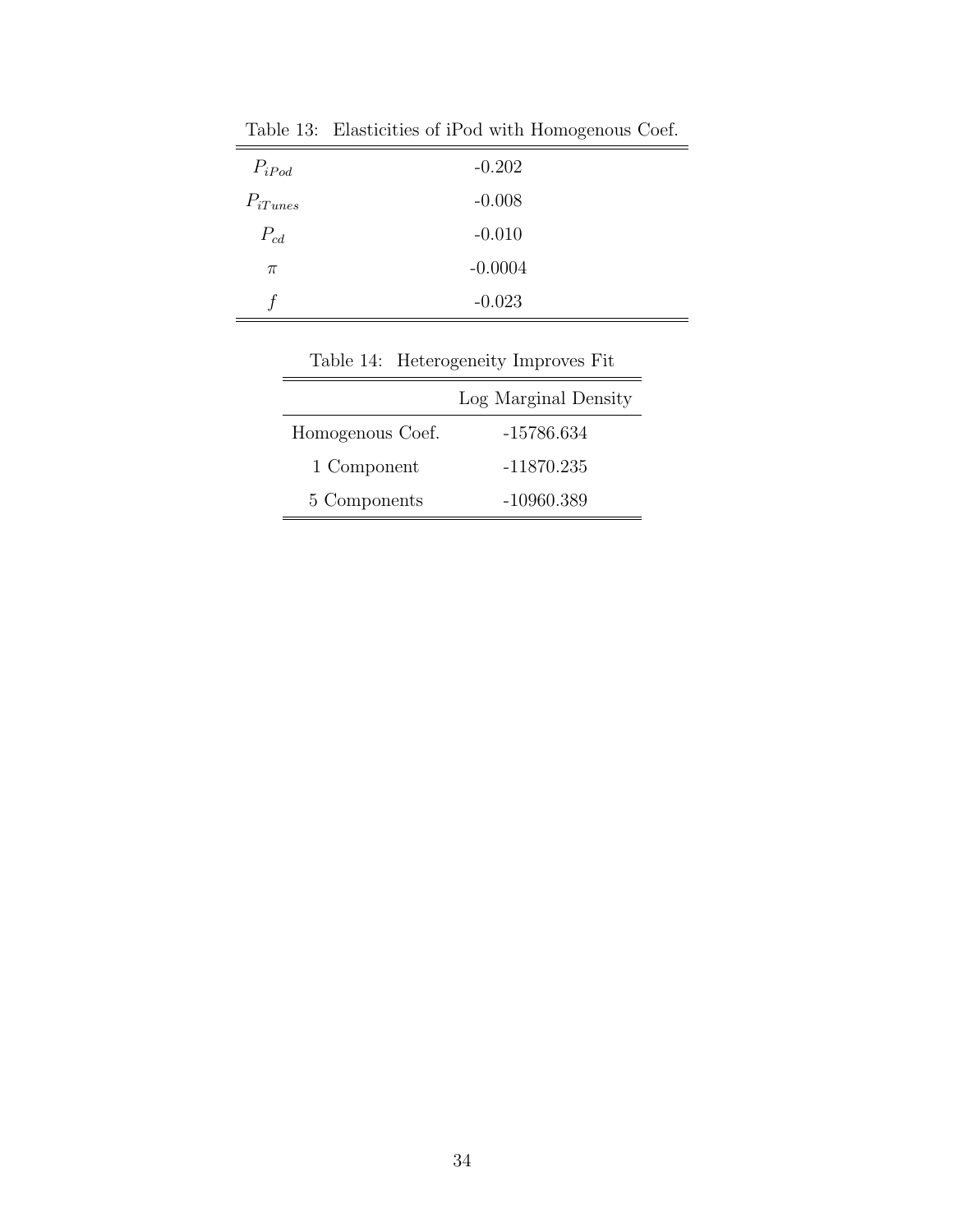Table 13: Elasticities of iPod with Homogenous Coef.

| | |
|---|---|
| $P_{iPod}$ | -0.202 |
| $P_{iTunes}$ | -0.008 |
| $P_{cd}$ | -0.010 |
| $\pi$ | -0.0004 |
| $f$ | -0.023 |

Table 14: Heterogeneity Improves Fit

| | Log Marginal Density |
|---|---|
| Homogenous Coef. | -15786.634 |
| 1 Component | -11870.235 |
| 5 Components | -10960.389 |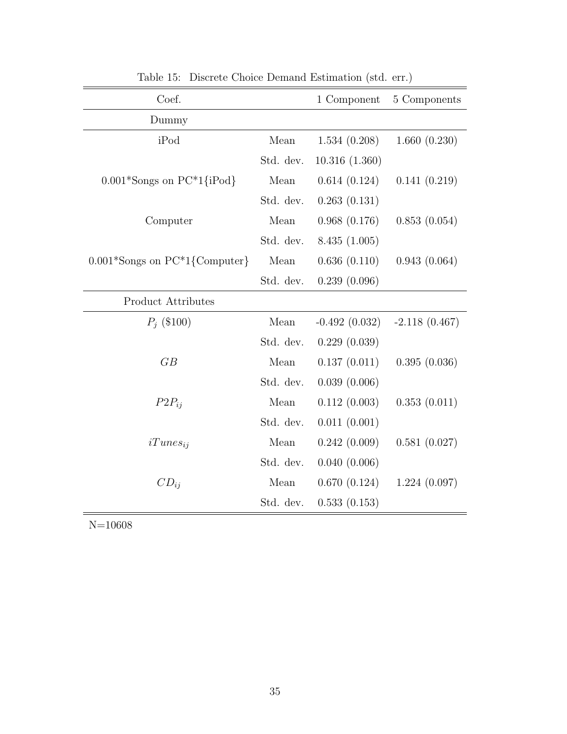Table 15: Discrete Choice Demand Estimation (std. err.)

| Coef. | | 1 Component | 5 Components |
|---|---|---|---|
| Dummy | | | |
| iPod | Mean | 1.534 (0.208) | 1.660 (0.230) |
| | Std. dev. | 10.316 (1.360) | |
| 0.001*Songs on PC*1{iPod} | Mean | 0.614 (0.124) | 0.141 (0.219) |
| | Std. dev. | 0.263 (0.131) | |
| Computer | Mean | 0.968 (0.176) | 0.853 (0.054) |
| | Std. dev. | 8.435 (1.005) | |
| 0.001*Songs on PC*1{Computer} | Mean | 0.636 (0.110) | 0.943 (0.064) |
| | Std. dev. | 0.239 (0.096) | |
| Product Attributes | | | |
| $P_j$ ($100) | Mean | -0.492 (0.032) | -2.118 (0.467) |
| | Std. dev. | 0.229 (0.039) | |
| $GB$ | Mean | 0.137 (0.011) | 0.395 (0.036) |
| | Std. dev. | 0.039 (0.006) | |
| $P2P_{ij}$ | Mean | 0.112 (0.003) | 0.353 (0.011) |
| | Std. dev. | 0.011 (0.001) | |
| $iTunes_{ij}$ | Mean | 0.242 (0.009) | 0.581 (0.027) |
| | Std. dev. | 0.040 (0.006) | |
| $CD_{ij}$ | Mean | 0.670 (0.124) | 1.224 (0.097) |
| | Std. dev. | 0.533 (0.153) | |

N=10608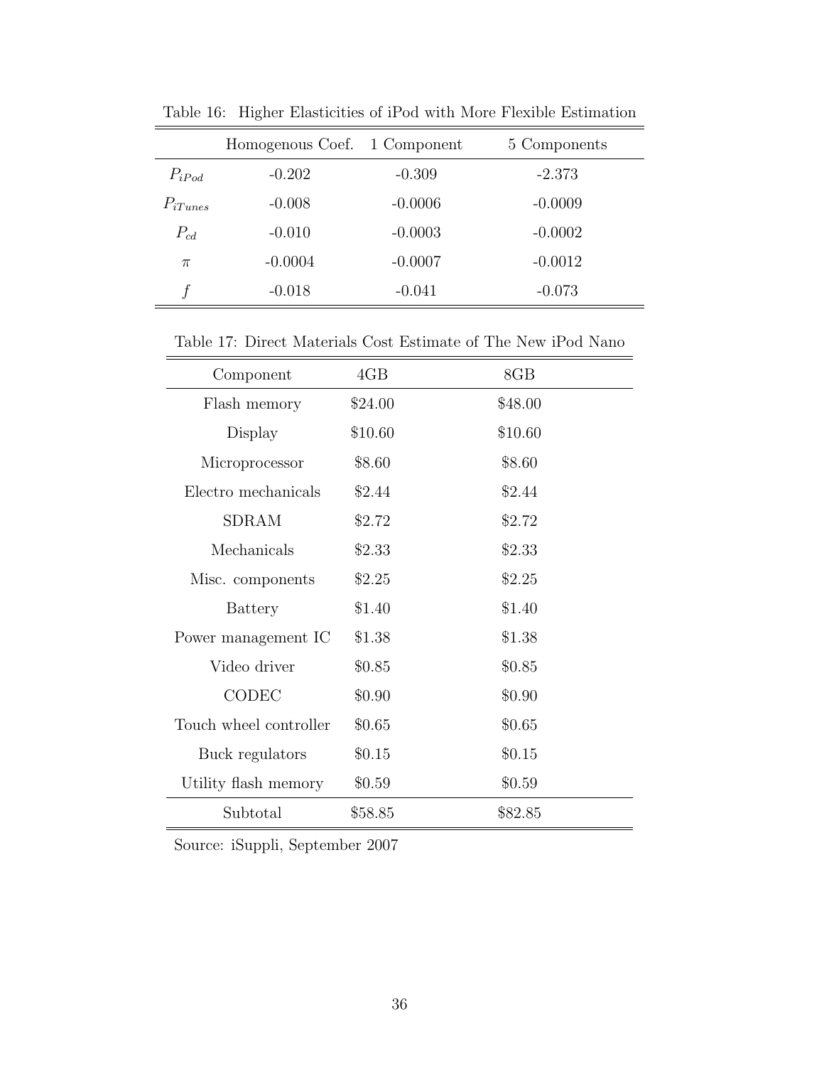Table 16: Higher Elasticities of iPod with More Flexible Estimation

| | Homogenous Coef. | 1 Component | 5 Components |
|---|---|---|---|
| $P_{iPod}$ | -0.202 | -0.309 | -2.373 |
| $P_{iTunes}$ | -0.008 | -0.0006 | -0.0009 |
| $P_{cd}$ | -0.010 | -0.0003 | -0.0002 |
| $\pi$ | -0.0004 | -0.0007 | -0.0012 |
| $f$ | -0.018 | -0.041 | -0.073 |

Table 17: Direct Materials Cost Estimate of The New iPod Nano

| Component | 4GB | 8GB |
|---|---|---|
| Flash memory | $24.00 | $48.00 |
| Display | $10.60 | $10.60 |
| Microprocessor | $8.60 | $8.60 |
| Electro mechanicals | $2.44 | $2.44 |
| SDRAM | $2.72 | $2.72 |
| Mechanicals | $2.33 | $2.33 |
| Misc. components | $2.25 | $2.25 |
| Battery | $1.40 | $1.40 |
| Power management IC | $1.38 | $1.38 |
| Video driver | $0.85 | $0.85 |
| CODEC | $0.90 | $0.90 |
| Touch wheel controller | $0.65 | $0.65 |
| Buck regulators | $0.15 | $0.15 |
| Utility flash memory | $0.59 | $0.59 |
| Subtotal | $58.85 | $82.85 |

Source: iSuppli, September 2007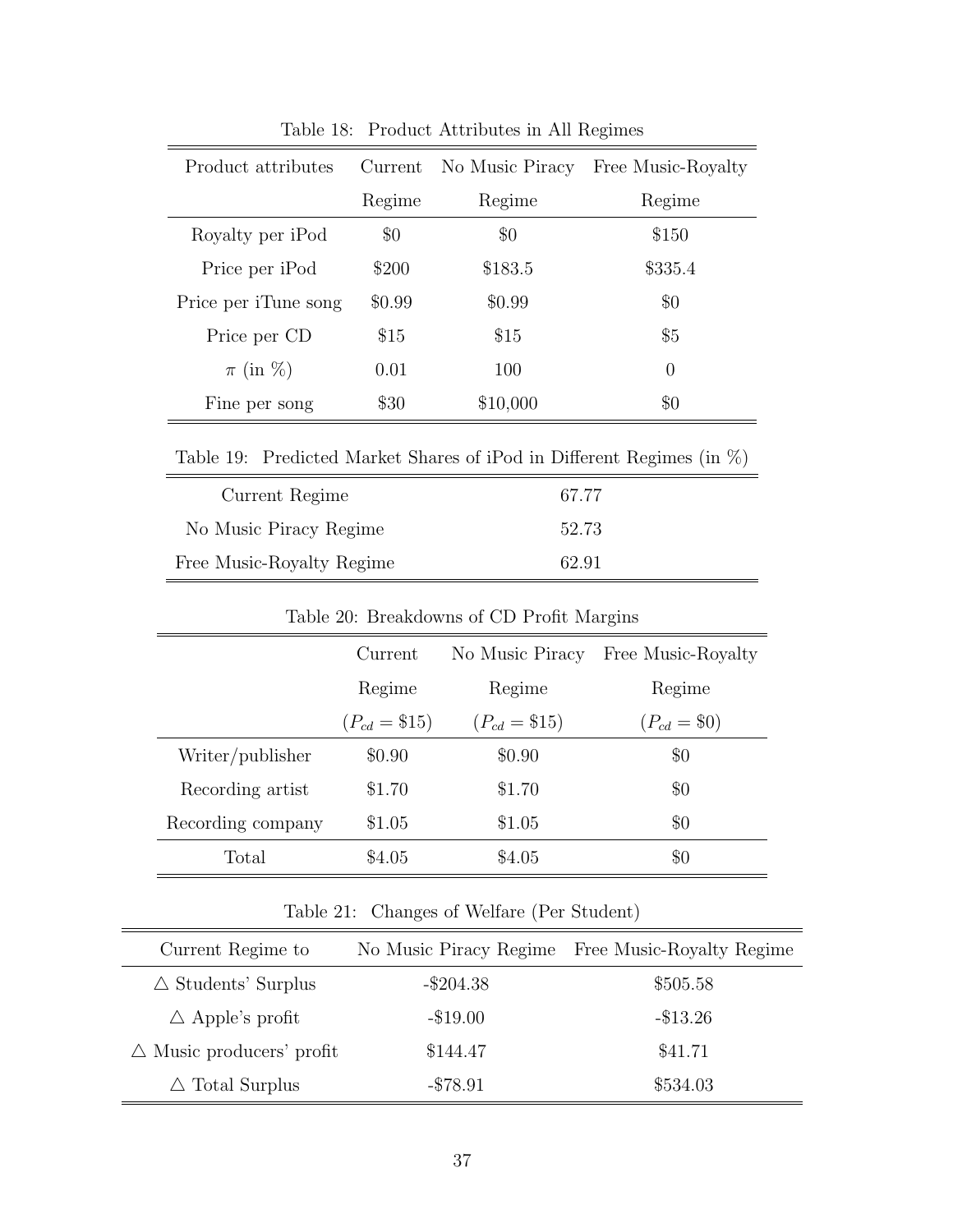Table 18: Product Attributes in All Regimes

| Product attributes | Current Regime | No Music Piracy Regime | Free Music-Royalty Regime |
|---|---|---|---|
| Royalty per iPod | $0 | $0 | $150 |
| Price per iPod | $200 | $183.5 | $335.4 |
| Price per iTune song | $0.99 | $0.99 | $0 |
| Price per CD | $15 | $15 | $5 |
| $\pi$ (in %) | 0.01 | 100 | 0 |
| Fine per song | $30 | $10,000 | $0 |

Table 19: Predicted Market Shares of iPod in Different Regimes (in %)

| | |
|---|---|
| Current Regime | 67.77 |
| No Music Piracy Regime | 52.73 |
| Free Music-Royalty Regime | 62.91 |

Table 20: Breakdowns of CD Profit Margins

| | Current Regime ($P_{cd} = \$15$) | No Music Piracy Regime ($P_{cd} = \$15$) | Free Music-Royalty Regime ($P_{cd} = \$0$) |
|---|---|---|---|
| Writer/publisher | $0.90 | $0.90 | $0 |
| Recording artist | $1.70 | $1.70 | $0 |
| Recording company | $1.05 | $1.05 | $0 |
| Total | $4.05 | $4.05 | $0 |

Table 21: Changes of Welfare (Per Student)

| Current Regime to | No Music Piracy Regime | Free Music-Royalty Regime |
|---|---|---|
| $\triangle$ Students' Surplus | -$204.38 | $505.58 |
| $\triangle$ Apple's profit | -$19.00 | -$13.26 |
| $\triangle$ Music producers' profit | $144.47 | $41.71 |
| $\triangle$ Total Surplus | -$78.91 | $534.03 |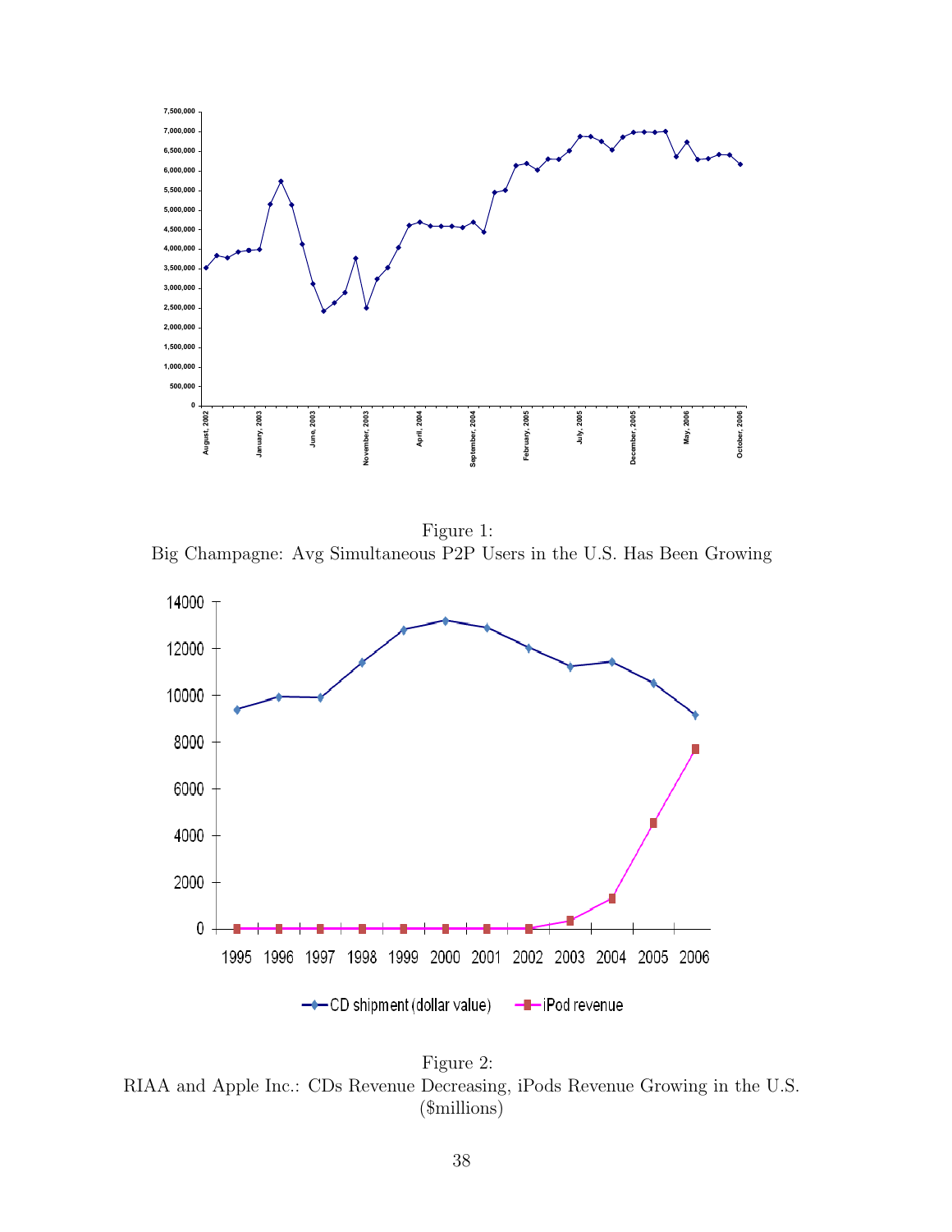Figure 1:
Big Champagne: Avg Simultaneous P2P Users in the U.S. Has Been Growing

Figure 2:
RIAA and Apple Inc.: CDs Revenue Decreasing, iPods Revenue Growing in the U.S. ($millions)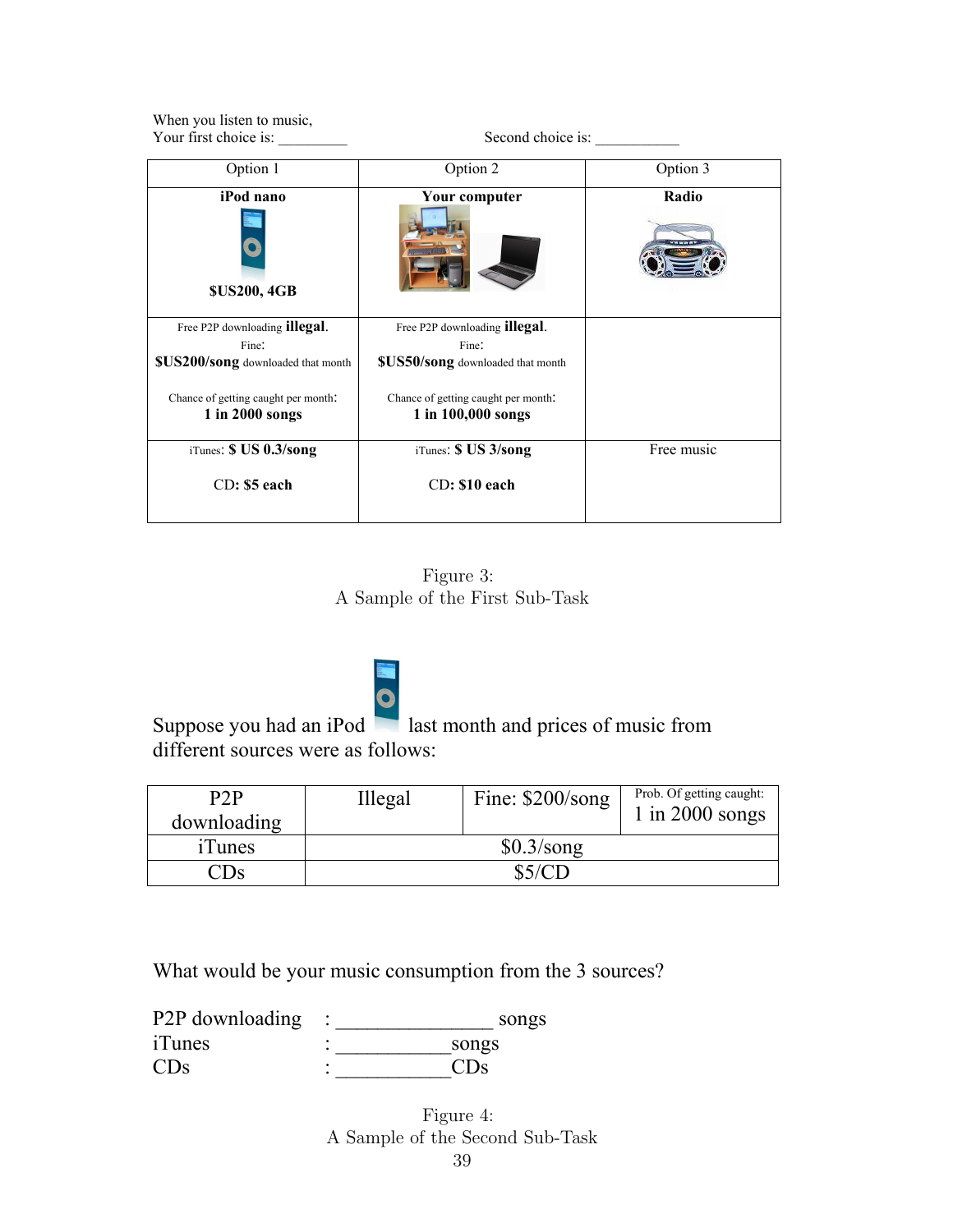When you listen to music,
Your first choice is: _________ Second choice is: ___________

| Option 1 | Option 2 | Option 3 |
|---|---|---|
| **iPod nano** **$US200, 4GB** | **Your computer** | **Radio** |
| Free P2P downloading **illegal**. Fine: **$US200/song** downloaded that month Chance of getting caught per month: **1 in 2000 songs** | Free P2P downloading **illegal**. Fine: **$US50/song** downloaded that month Chance of getting caught per month: **1 in 100,000 songs** | |
| iTunes: **$ US 0.3/song** CD: **$5 each** | iTunes: **$ US 3/song** CD: **$10 each** | Free music |

Figure 3:
A Sample of the First Sub-Task

Suppose you had an iPod last month and prices of music from different sources were as follows:

| P2P downloading | Illegal | Fine: $200/song | Prob. Of getting caught: 1 in 2000 songs |
|---|---|---|---|
| iTunes | $0.3/song | | |
| CDs | $5/CD | | |

What would be your music consumption from the 3 sources?

P2P downloading : _______________ songs
iTunes : ___________songs
CDs : ___________CDs

Figure 4:
A Sample of the Second Sub-Task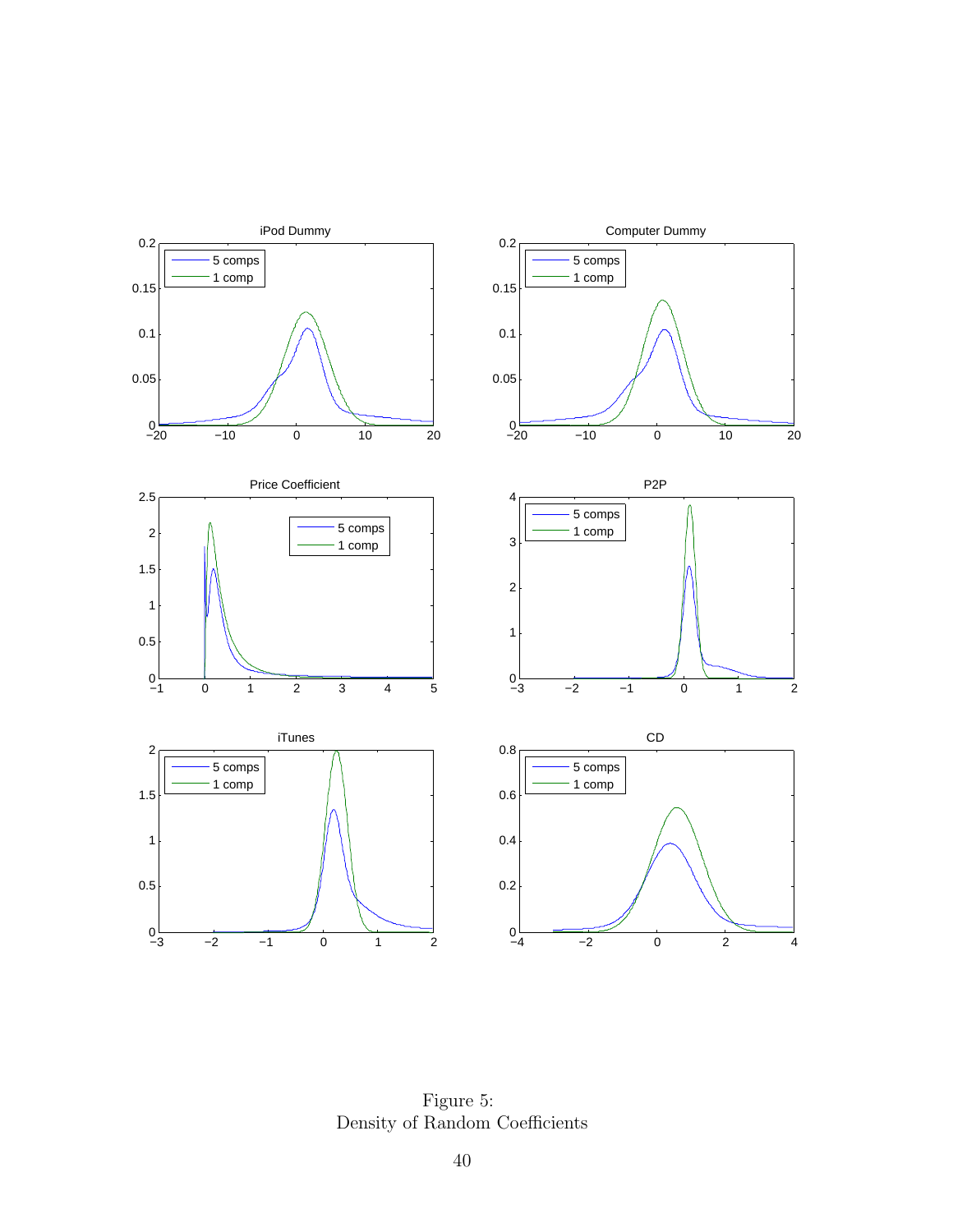Figure 5:
Density of Random Coefficients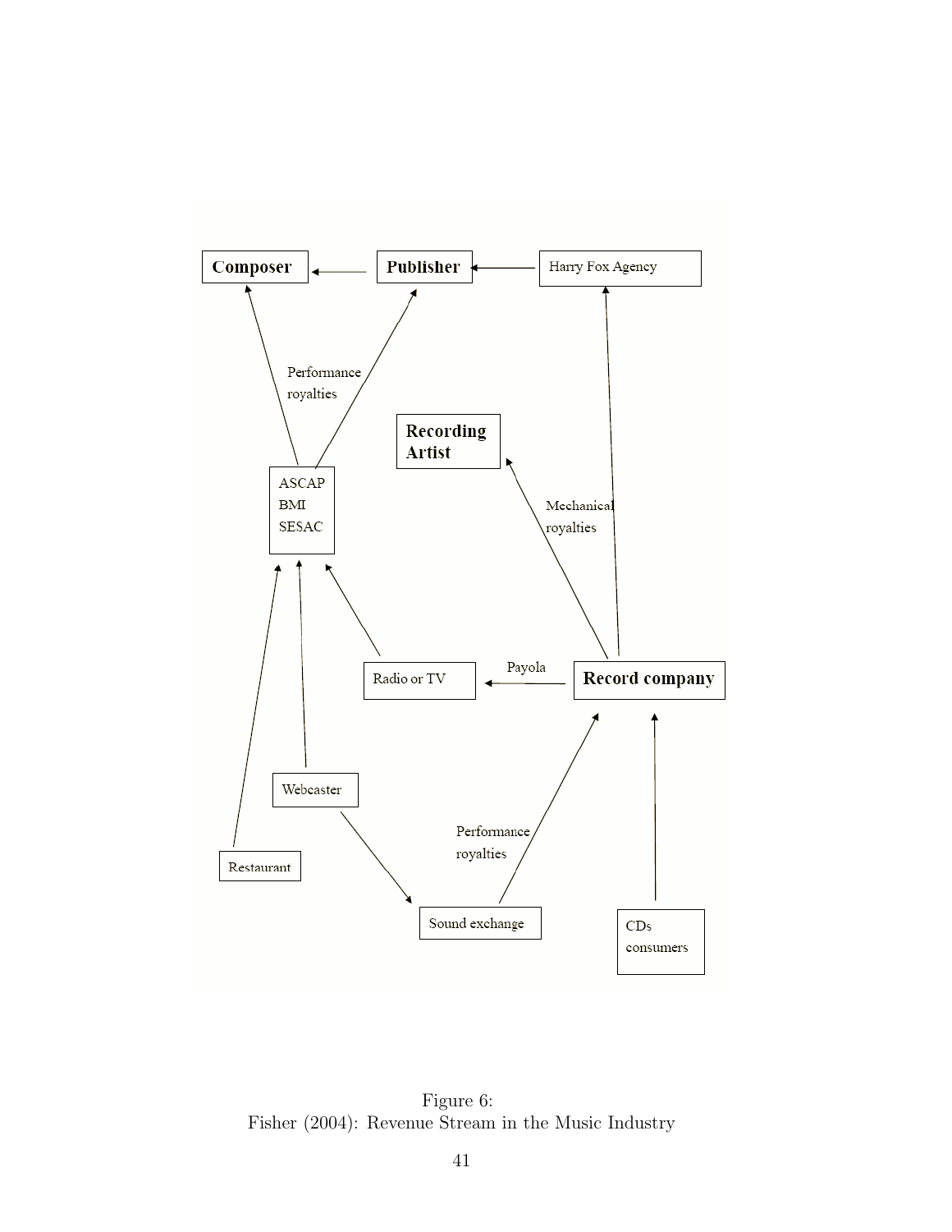Composer

Publisher

Harry Fox Agency

Performance royalties

Recording Artist

ASCAP
BMI
SESAC

Mechanical royalties

Payola

Radio or TV

Record company

Webcaster

Performance royalties

Restaurant

Sound exchange

CDs consumers

Figure 6:
Fisher (2004): Revenue Stream in the Music Industry